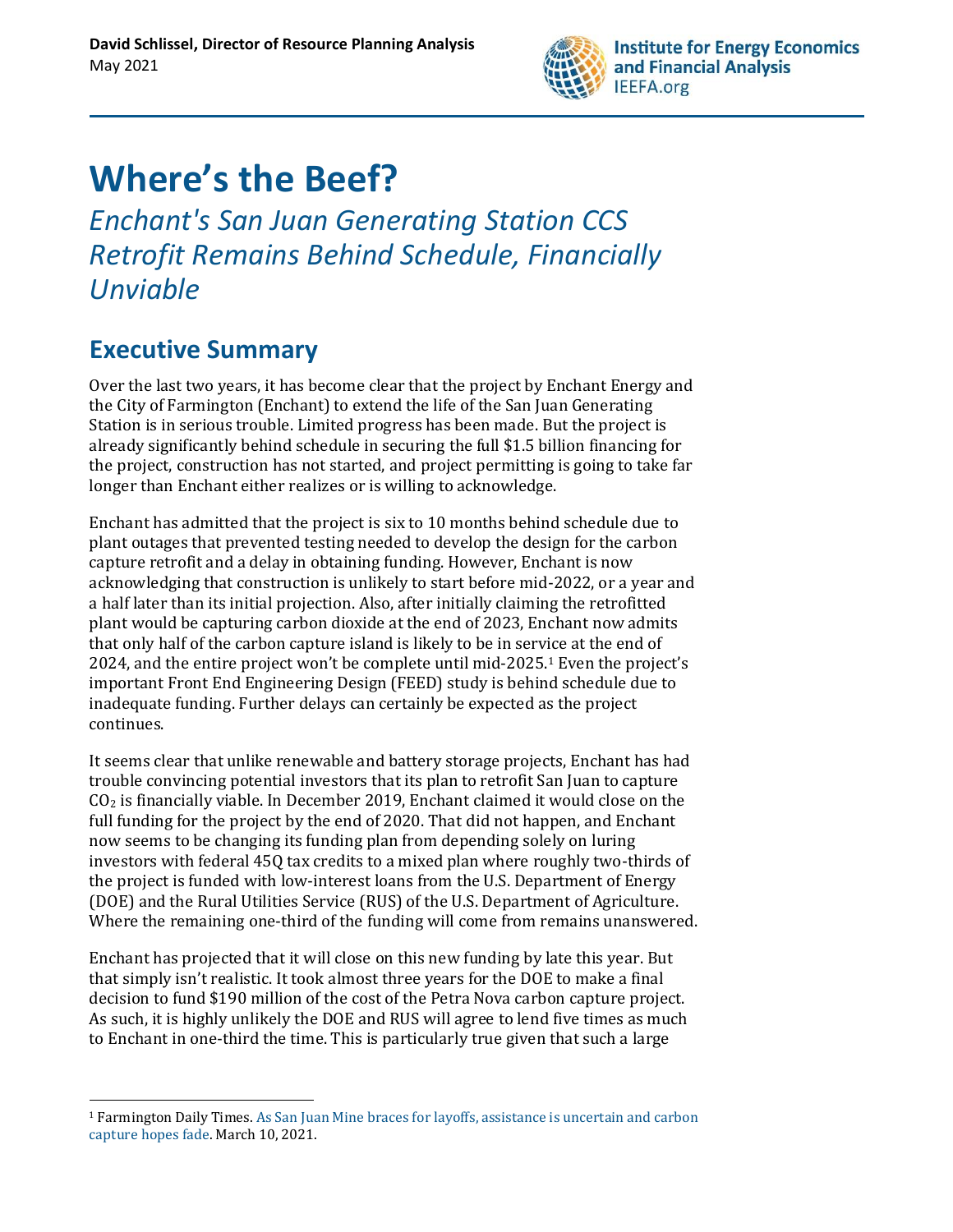**David Schlissel, Director of Resource Planning Analysis**
May 2021

Institute for Energy Economics and Financial Analysis
IEEFA.org

# Where's the Beef?

*Enchant's San Juan Generating Station CCS Retrofit Remains Behind Schedule, Financially Unviable*

## Executive Summary

Over the last two years, it has become clear that the project by Enchant Energy and the City of Farmington (Enchant) to extend the life of the San Juan Generating Station is in serious trouble. Limited progress has been made. But the project is already significantly behind schedule in securing the full $1.5 billion financing for the project, construction has not started, and project permitting is going to take far longer than Enchant either realizes or is willing to acknowledge.

Enchant has admitted that the project is six to 10 months behind schedule due to plant outages that prevented testing needed to develop the design for the carbon capture retrofit and a delay in obtaining funding. However, Enchant is now acknowledging that construction is unlikely to start before mid-2022, or a year and a half later than its initial projection. Also, after initially claiming the retrofitted plant would be capturing carbon dioxide at the end of 2023, Enchant now admits that only half of the carbon capture island is likely to be in service at the end of 2024, and the entire project won't be complete until mid-2025.[1] Even the project's important Front End Engineering Design (FEED) study is behind schedule due to inadequate funding. Further delays can certainly be expected as the project continues.

It seems clear that unlike renewable and battery storage projects, Enchant has had trouble convincing potential investors that its plan to retrofit San Juan to capture $CO_2$ is financially viable. In December 2019, Enchant claimed it would close on the full funding for the project by the end of 2020. That did not happen, and Enchant now seems to be changing its funding plan from depending solely on luring investors with federal 45Q tax credits to a mixed plan where roughly two-thirds of the project is funded with low-interest loans from the U.S. Department of Energy (DOE) and the Rural Utilities Service (RUS) of the U.S. Department of Agriculture. Where the remaining one-third of the funding will come from remains unanswered.

Enchant has projected that it will close on this new funding by late this year. But that simply isn't realistic. It took almost three years for the DOE to make a final decision to fund $190 million of the cost of the Petra Nova carbon capture project. As such, it is highly unlikely the DOE and RUS will agree to lend five times as much to Enchant in one-third the time. This is particularly true given that such a large

---

[1] Farmington Daily Times. As San Juan Mine braces for layoffs, assistance is uncertain and carbon capture hopes fade. March 10, 2021.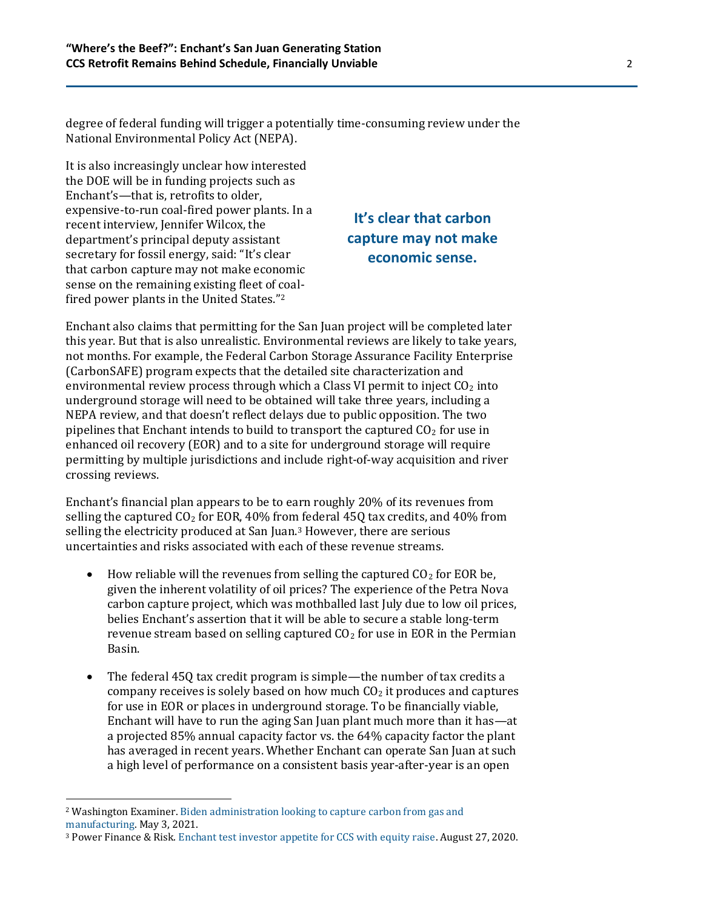degree of federal funding will trigger a potentially time-consuming review under the National Environmental Policy Act (NEPA).

It is also increasingly unclear how interested the DOE will be in funding projects such as Enchant's—that is, retrofits to older, expensive-to-run coal-fired power plants. In a recent interview, Jennifer Wilcox, the department's principal deputy assistant secretary for fossil energy, said: "It's clear that carbon capture may not make economic sense on the remaining existing fleet of coal-fired power plants in the United States."[2]

**It's clear that carbon capture may not make economic sense.**

Enchant also claims that permitting for the San Juan project will be completed later this year. But that is also unrealistic. Environmental reviews are likely to take years, not months. For example, the Federal Carbon Storage Assurance Facility Enterprise (CarbonSAFE) program expects that the detailed site characterization and environmental review process through which a Class VI permit to inject $CO_2$ into underground storage will need to be obtained will take three years, including a NEPA review, and that doesn't reflect delays due to public opposition. The two pipelines that Enchant intends to build to transport the captured $CO_2$ for use in enhanced oil recovery (EOR) and to a site for underground storage will require permitting by multiple jurisdictions and include right-of-way acquisition and river crossing reviews.

Enchant's financial plan appears to be to earn roughly 20% of its revenues from selling the captured $CO_2$ for EOR, 40% from federal 45Q tax credits, and 40% from selling the electricity produced at San Juan.[3] However, there are serious uncertainties and risks associated with each of these revenue streams.

- How reliable will the revenues from selling the captured $CO_2$ for EOR be, given the inherent volatility of oil prices? The experience of the Petra Nova carbon capture project, which was mothballed last July due to low oil prices, belies Enchant's assertion that it will be able to secure a stable long-term revenue stream based on selling captured $CO_2$ for use in EOR in the Permian Basin.
- The federal 45Q tax credit program is simple—the number of tax credits a company receives is solely based on how much $CO_2$ it produces and captures for use in EOR or places in underground storage. To be financially viable, Enchant will have to run the aging San Juan plant much more than it has—at a projected 85% annual capacity factor vs. the 64% capacity factor the plant has averaged in recent years. Whether Enchant can operate San Juan at such a high level of performance on a consistent basis year-after-year is an open

[2] Washington Examiner. Biden administration looking to capture carbon from gas and manufacturing. May 3, 2021.

[3] Power Finance & Risk. Enchant test investor appetite for CCS with equity raise. August 27, 2020.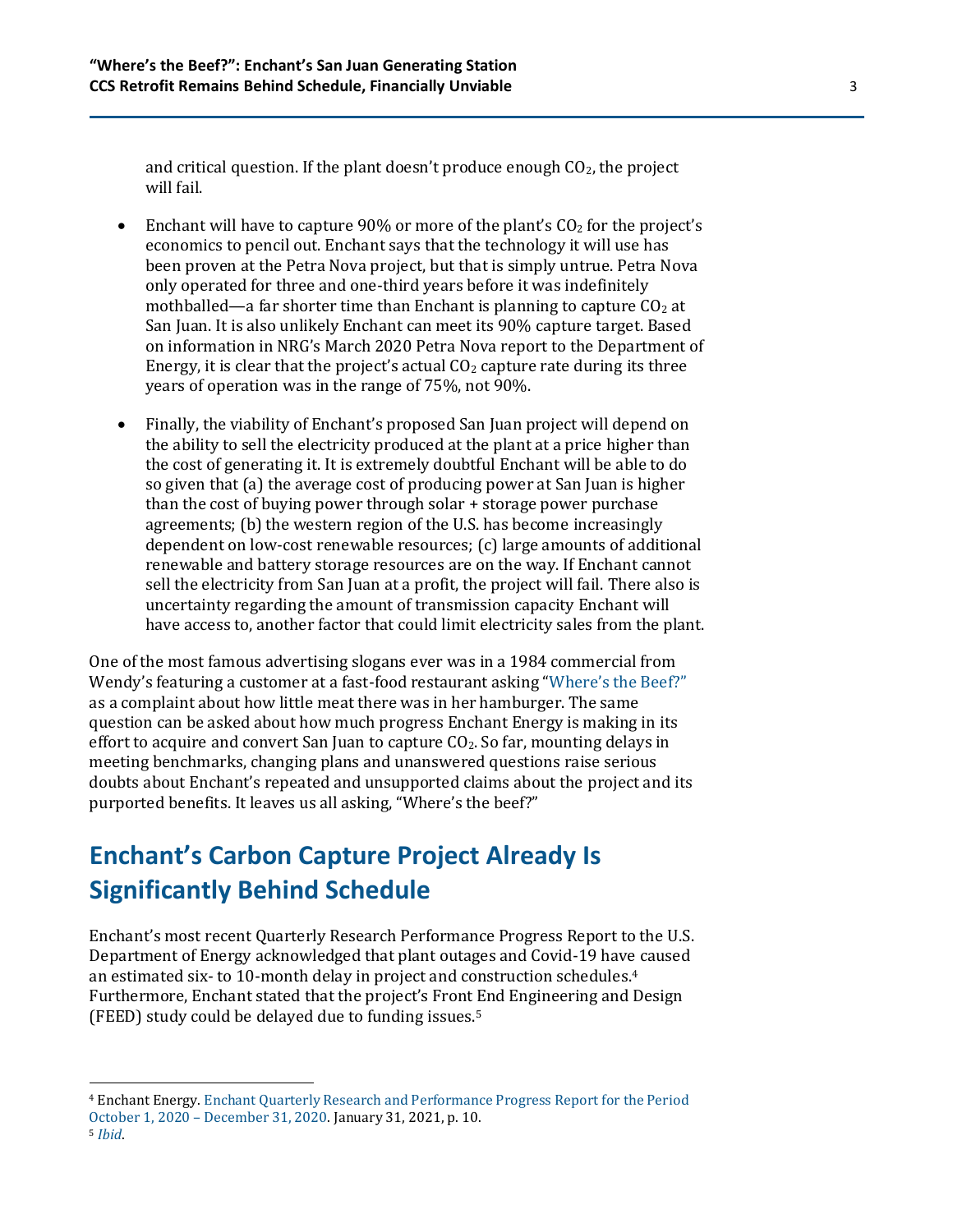and critical question. If the plant doesn't produce enough $CO_2$, the project will fail.

- Enchant will have to capture 90% or more of the plant's $CO_2$ for the project's economics to pencil out. Enchant says that the technology it will use has been proven at the Petra Nova project, but that is simply untrue. Petra Nova only operated for three and one-third years before it was indefinitely mothballed—a far shorter time than Enchant is planning to capture $CO_2$ at San Juan. It is also unlikely Enchant can meet its 90% capture target. Based on information in NRG's March 2020 Petra Nova report to the Department of Energy, it is clear that the project's actual $CO_2$ capture rate during its three years of operation was in the range of 75%, not 90%.

- Finally, the viability of Enchant's proposed San Juan project will depend on the ability to sell the electricity produced at the plant at a price higher than the cost of generating it. It is extremely doubtful Enchant will be able to do so given that (a) the average cost of producing power at San Juan is higher than the cost of buying power through solar + storage power purchase agreements; (b) the western region of the U.S. has become increasingly dependent on low-cost renewable resources; (c) large amounts of additional renewable and battery storage resources are on the way. If Enchant cannot sell the electricity from San Juan at a profit, the project will fail. There also is uncertainty regarding the amount of transmission capacity Enchant will have access to, another factor that could limit electricity sales from the plant.

One of the most famous advertising slogans ever was in a 1984 commercial from Wendy's featuring a customer at a fast-food restaurant asking "Where's the Beef?" as a complaint about how little meat there was in her hamburger. The same question can be asked about how much progress Enchant Energy is making in its effort to acquire and convert San Juan to capture $CO_2$. So far, mounting delays in meeting benchmarks, changing plans and unanswered questions raise serious doubts about Enchant's repeated and unsupported claims about the project and its purported benefits. It leaves us all asking, "Where's the beef?"

## Enchant's Carbon Capture Project Already Is Significantly Behind Schedule

Enchant's most recent Quarterly Research Performance Progress Report to the U.S. Department of Energy acknowledged that plant outages and Covid-19 have caused an estimated six- to 10-month delay in project and construction schedules.[4] Furthermore, Enchant stated that the project's Front End Engineering and Design (FEED) study could be delayed due to funding issues.[5]

---

[4] Enchant Energy. Enchant Quarterly Research and Performance Progress Report for the Period October 1, 2020 – December 31, 2020. January 31, 2021, p. 10.

[5] *Ibid*.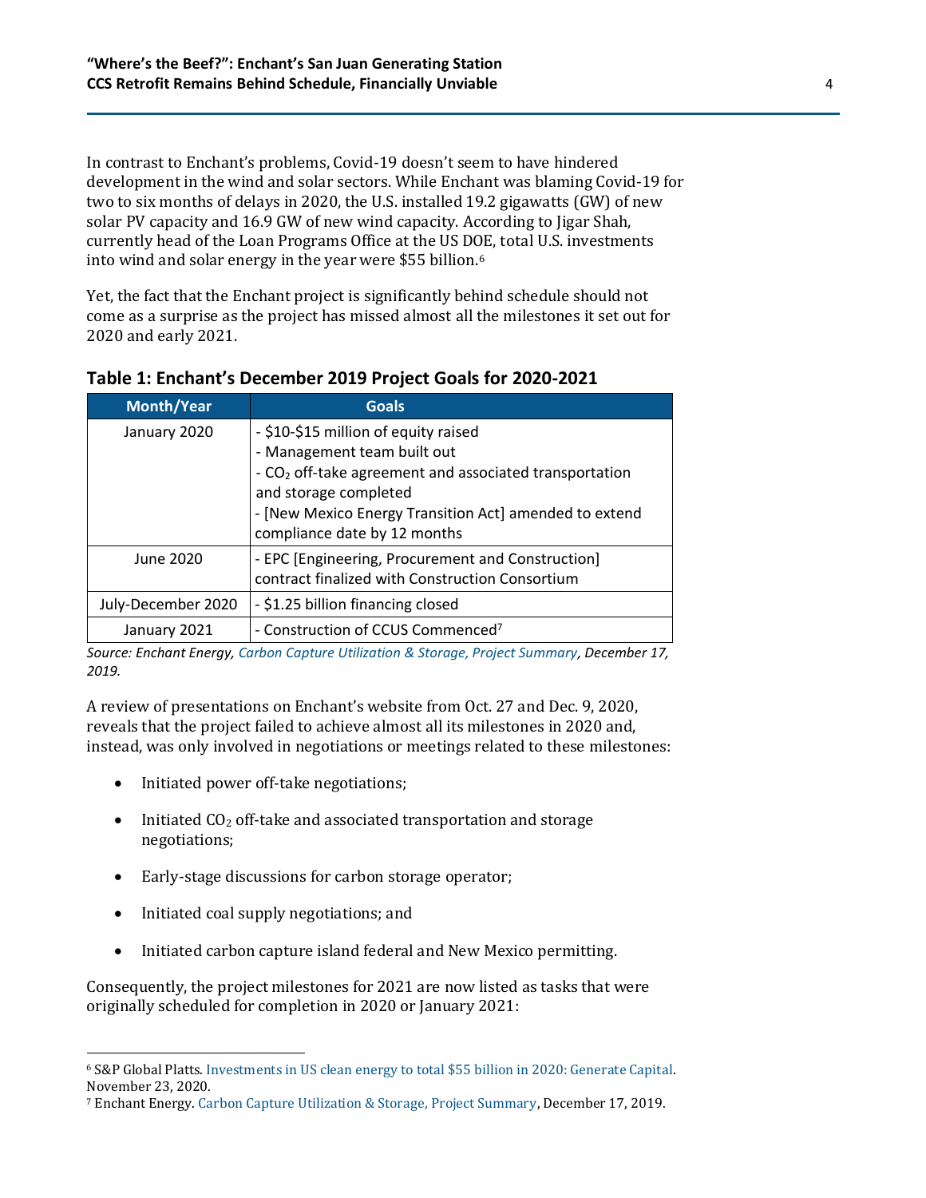In contrast to Enchant's problems, Covid-19 doesn't seem to have hindered development in the wind and solar sectors. While Enchant was blaming Covid-19 for two to six months of delays in 2020, the U.S. installed 19.2 gigawatts (GW) of new solar PV capacity and 16.9 GW of new wind capacity. According to Jigar Shah, currently head of the Loan Programs Office at the US DOE, total U.S. investments into wind and solar energy in the year were $55 billion.[6]

Yet, the fact that the Enchant project is significantly behind schedule should not come as a surprise as the project has missed almost all the milestones it set out for 2020 and early 2021.

**Table 1: Enchant's December 2019 Project Goals for 2020-2021**

| Month/Year | Goals |
|---|---|
| January 2020 | - $10-$15 million of equity raised<br>- Management team built out<br>- $CO_2$ off-take agreement and associated transportation and storage completed<br>- [New Mexico Energy Transition Act] amended to extend compliance date by 12 months |
| June 2020 | - EPC [Engineering, Procurement and Construction] contract finalized with Construction Consortium |
| July-December 2020 | - $1.25 billion financing closed |
| January 2021 | - Construction of CCUS Commenced[7] |

*Source: Enchant Energy, Carbon Capture Utilization & Storage, Project Summary, December 17, 2019.*

A review of presentations on Enchant's website from Oct. 27 and Dec. 9, 2020, reveals that the project failed to achieve almost all its milestones in 2020 and, instead, was only involved in negotiations or meetings related to these milestones:

- Initiated power off-take negotiations;
- Initiated $CO_2$ off-take and associated transportation and storage negotiations;
- Early-stage discussions for carbon storage operator;
- Initiated coal supply negotiations; and
- Initiated carbon capture island federal and New Mexico permitting.

Consequently, the project milestones for 2021 are now listed as tasks that were originally scheduled for completion in 2020 or January 2021:

---

[6] S&P Global Platts. Investments in US clean energy to total $55 billion in 2020: Generate Capital. November 23, 2020.

[7] Enchant Energy. Carbon Capture Utilization & Storage, Project Summary, December 17, 2019.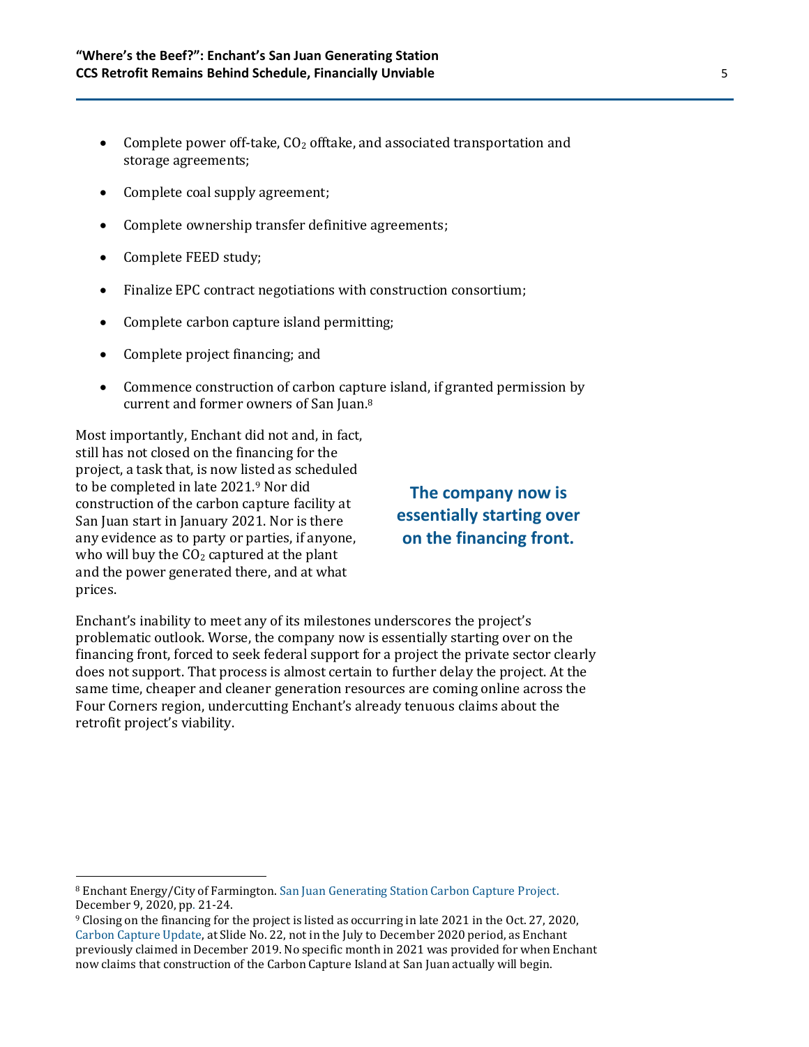- Complete power off-take, $CO_2$ offtake, and associated transportation and storage agreements;
- Complete coal supply agreement;
- Complete ownership transfer definitive agreements;
- Complete FEED study;
- Finalize EPC contract negotiations with construction consortium;
- Complete carbon capture island permitting;
- Complete project financing; and
- Commence construction of carbon capture island, if granted permission by current and former owners of San Juan.[8]

Most importantly, Enchant did not and, in fact, still has not closed on the financing for the project, a task that, is now listed as scheduled to be completed in late 2021.[9] Nor did construction of the carbon capture facility at San Juan start in January 2021. Nor is there any evidence as to party or parties, if anyone, who will buy the $CO_2$ captured at the plant and the power generated there, and at what prices.

**The company now is essentially starting over on the financing front.**

Enchant's inability to meet any of its milestones underscores the project's problematic outlook. Worse, the company now is essentially starting over on the financing front, forced to seek federal support for a project the private sector clearly does not support. That process is almost certain to further delay the project. At the same time, cheaper and cleaner generation resources are coming online across the Four Corners region, undercutting Enchant's already tenuous claims about the retrofit project's viability.

---

[8] Enchant Energy/City of Farmington. San Juan Generating Station Carbon Capture Project. December 9, 2020, pp. 21-24.

[9] Closing on the financing for the project is listed as occurring in late 2021 in the Oct. 27, 2020, Carbon Capture Update, at Slide No. 22, not in the July to December 2020 period, as Enchant previously claimed in December 2019. No specific month in 2021 was provided for when Enchant now claims that construction of the Carbon Capture Island at San Juan actually will begin.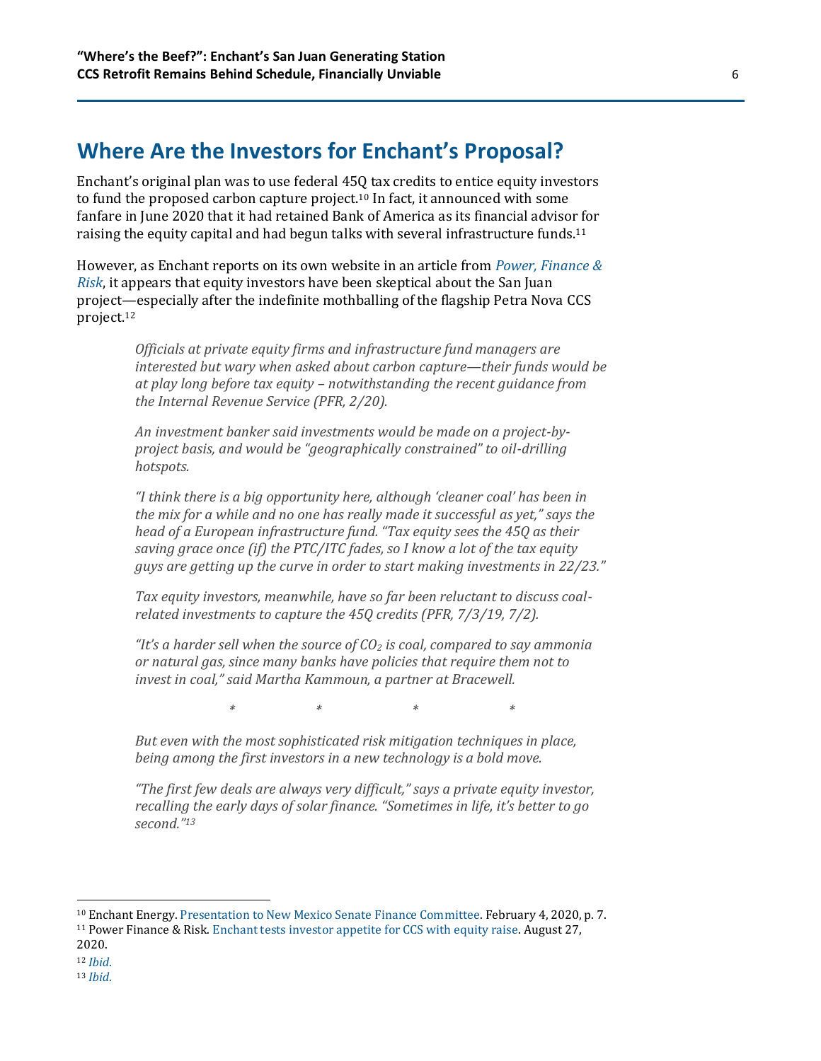## Where Are the Investors for Enchant's Proposal?

Enchant's original plan was to use federal 45Q tax credits to entice equity investors to fund the proposed carbon capture project.[10] In fact, it announced with some fanfare in June 2020 that it had retained Bank of America as its financial advisor for raising the equity capital and had begun talks with several infrastructure funds.[11]

However, as Enchant reports on its own website in an article from *Power, Finance & Risk*, it appears that equity investors have been skeptical about the San Juan project—especially after the indefinite mothballing of the flagship Petra Nova CCS project.[12]

> *Officials at private equity firms and infrastructure fund managers are interested but wary when asked about carbon capture—their funds would be at play long before tax equity – notwithstanding the recent guidance from the Internal Revenue Service (PFR, 2/20).*
>
> *An investment banker said investments would be made on a project-by-project basis, and would be "geographically constrained" to oil-drilling hotspots.*
>
> *"I think there is a big opportunity here, although 'cleaner coal' has been in the mix for a while and no one has really made it successful as yet," says the head of a European infrastructure fund. "Tax equity sees the 45Q as their saving grace once (if) the PTC/ITC fades, so I know a lot of the tax equity guys are getting up the curve in order to start making investments in 22/23."*
>
> *Tax equity investors, meanwhile, have so far been reluctant to discuss coal-related investments to capture the 45Q credits (PFR, 7/3/19, 7/2).*
>
> *"It's a harder sell when the source of $CO_2$ is coal, compared to say ammonia or natural gas, since many banks have policies that require them not to invest in coal," said Martha Kammoun, a partner at Bracewell.*
>
> \* \* \* \*
>
> *But even with the most sophisticated risk mitigation techniques in place, being among the first investors in a new technology is a bold move.*
>
> *"The first few deals are always very difficult," says a private equity investor, recalling the early days of solar finance. "Sometimes in life, it's better to go second."*[13]

---

[10] Enchant Energy. Presentation to New Mexico Senate Finance Committee. February 4, 2020, p. 7.

[11] Power Finance & Risk. Enchant tests investor appetite for CCS with equity raise. August 27, 2020.

[12] *Ibid*.

[13] *Ibid*.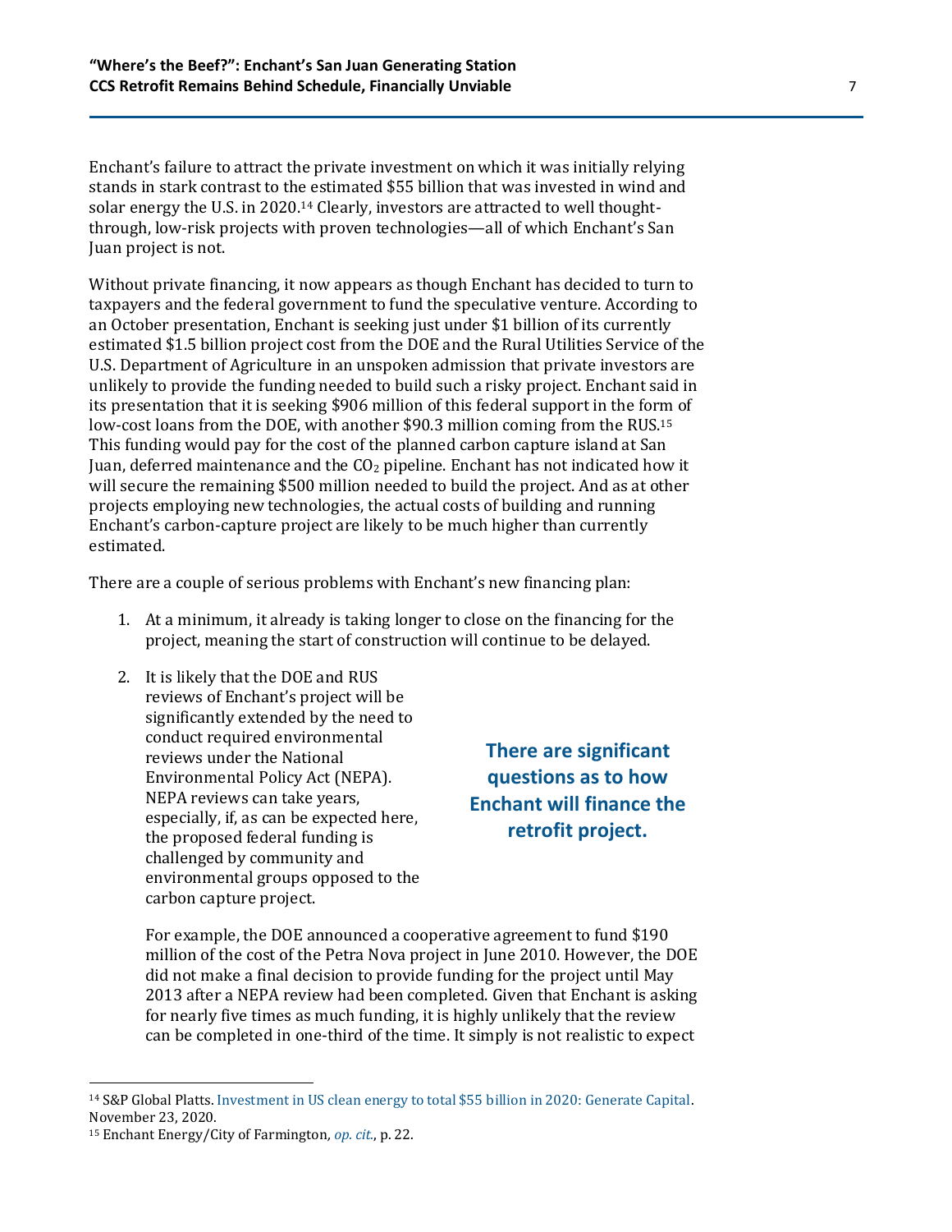Enchant's failure to attract the private investment on which it was initially relying stands in stark contrast to the estimated $55 billion that was invested in wind and solar energy the U.S. in 2020.[14] Clearly, investors are attracted to well thought-through, low-risk projects with proven technologies—all of which Enchant's San Juan project is not.

Without private financing, it now appears as though Enchant has decided to turn to taxpayers and the federal government to fund the speculative venture. According to an October presentation, Enchant is seeking just under $1 billion of its currently estimated $1.5 billion project cost from the DOE and the Rural Utilities Service of the U.S. Department of Agriculture in an unspoken admission that private investors are unlikely to provide the funding needed to build such a risky project. Enchant said in its presentation that it is seeking $906 million of this federal support in the form of low-cost loans from the DOE, with another $90.3 million coming from the RUS.[15] This funding would pay for the cost of the planned carbon capture island at San Juan, deferred maintenance and the $CO_2$ pipeline. Enchant has not indicated how it will secure the remaining $500 million needed to build the project. And as at other projects employing new technologies, the actual costs of building and running Enchant's carbon-capture project are likely to be much higher than currently estimated.

There are a couple of serious problems with Enchant's new financing plan:

1. At a minimum, it already is taking longer to close on the financing for the project, meaning the start of construction will continue to be delayed.

2. It is likely that the DOE and RUS reviews of Enchant's project will be significantly extended by the need to conduct required environmental reviews under the National Environmental Policy Act (NEPA). NEPA reviews can take years, especially, if, as can be expected here, the proposed federal funding is challenged by community and environmental groups opposed to the carbon capture project.

   For example, the DOE announced a cooperative agreement to fund $190 million of the cost of the Petra Nova project in June 2010. However, the DOE did not make a final decision to provide funding for the project until May 2013 after a NEPA review had been completed. Given that Enchant is asking for nearly five times as much funding, it is highly unlikely that the review can be completed in one-third of the time. It simply is not realistic to expect

**There are significant questions as to how Enchant will finance the retrofit project.**

[14] S&P Global Platts. Investment in US clean energy to total $55 billion in 2020: Generate Capital. November 23, 2020.

[15] Enchant Energy/City of Farmington, *op. cit.*, p. 22.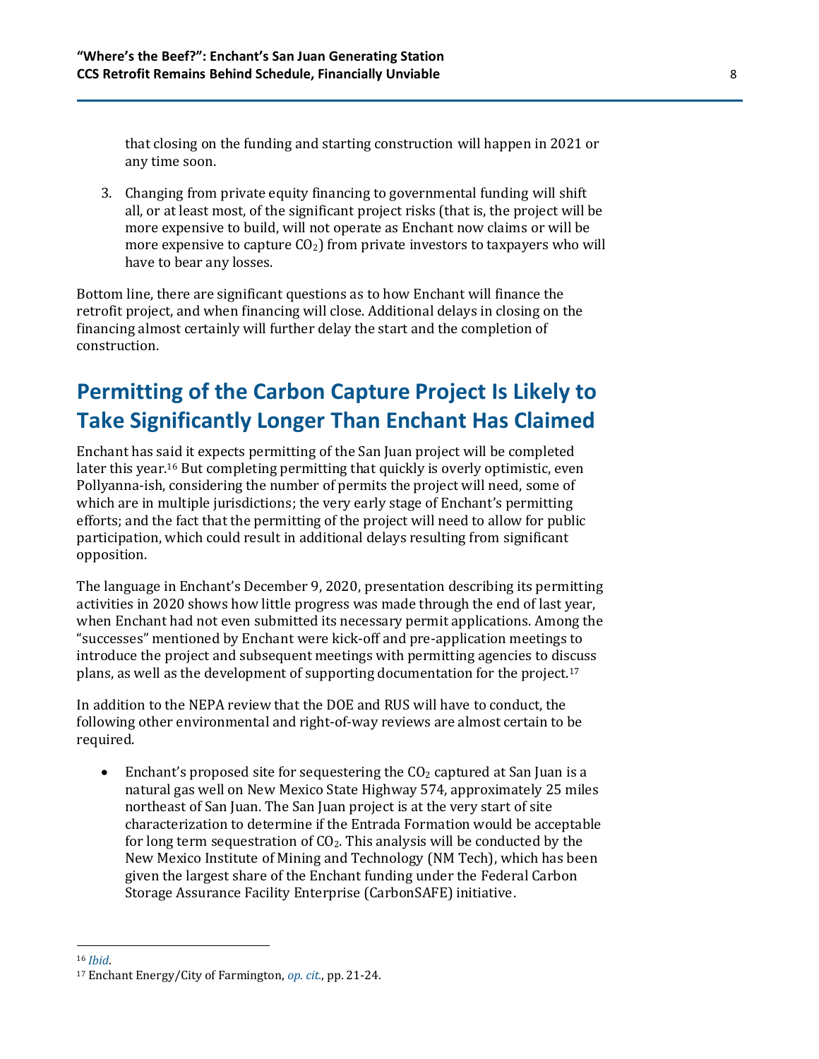that closing on the funding and starting construction will happen in 2021 or any time soon.

3. Changing from private equity financing to governmental funding will shift all, or at least most, of the significant project risks (that is, the project will be more expensive to build, will not operate as Enchant now claims or will be more expensive to capture $CO_2$) from private investors to taxpayers who will have to bear any losses.

Bottom line, there are significant questions as to how Enchant will finance the retrofit project, and when financing will close. Additional delays in closing on the financing almost certainly will further delay the start and the completion of construction.

## Permitting of the Carbon Capture Project Is Likely to Take Significantly Longer Than Enchant Has Claimed

Enchant has said it expects permitting of the San Juan project will be completed later this year.[16] But completing permitting that quickly is overly optimistic, even Pollyanna-ish, considering the number of permits the project will need, some of which are in multiple jurisdictions; the very early stage of Enchant's permitting efforts; and the fact that the permitting of the project will need to allow for public participation, which could result in additional delays resulting from significant opposition.

The language in Enchant's December 9, 2020, presentation describing its permitting activities in 2020 shows how little progress was made through the end of last year, when Enchant had not even submitted its necessary permit applications. Among the "successes" mentioned by Enchant were kick-off and pre-application meetings to introduce the project and subsequent meetings with permitting agencies to discuss plans, as well as the development of supporting documentation for the project.[17]

In addition to the NEPA review that the DOE and RUS will have to conduct, the following other environmental and right-of-way reviews are almost certain to be required.

- Enchant's proposed site for sequestering the $CO_2$ captured at San Juan is a natural gas well on New Mexico State Highway 574, approximately 25 miles northeast of San Juan. The San Juan project is at the very start of site characterization to determine if the Entrada Formation would be acceptable for long term sequestration of $CO_2$. This analysis will be conducted by the New Mexico Institute of Mining and Technology (NM Tech), which has been given the largest share of the Enchant funding under the Federal Carbon Storage Assurance Facility Enterprise (CarbonSAFE) initiative.

---

[16] *Ibid*.

[17] Enchant Energy/City of Farmington, *op. cit.*, pp. 21-24.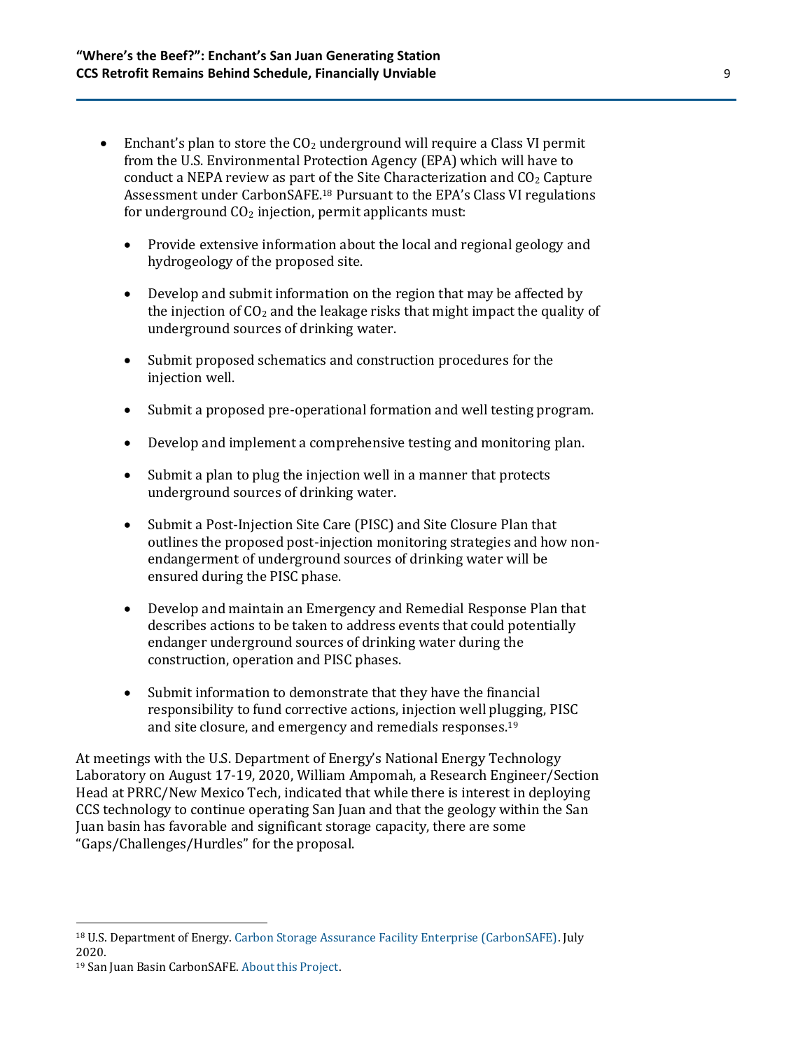- Enchant's plan to store the $CO_2$ underground will require a Class VI permit from the U.S. Environmental Protection Agency (EPA) which will have to conduct a NEPA review as part of the Site Characterization and $CO_2$ Capture Assessment under CarbonSAFE.[18] Pursuant to the EPA's Class VI regulations for underground $CO_2$ injection, permit applicants must:

  - Provide extensive information about the local and regional geology and hydrogeology of the proposed site.
  - Develop and submit information on the region that may be affected by the injection of $CO_2$ and the leakage risks that might impact the quality of underground sources of drinking water.
  - Submit proposed schematics and construction procedures for the injection well.
  - Submit a proposed pre-operational formation and well testing program.
  - Develop and implement a comprehensive testing and monitoring plan.
  - Submit a plan to plug the injection well in a manner that protects underground sources of drinking water.
  - Submit a Post-Injection Site Care (PISC) and Site Closure Plan that outlines the proposed post-injection monitoring strategies and how non-endangerment of underground sources of drinking water will be ensured during the PISC phase.
  - Develop and maintain an Emergency and Remedial Response Plan that describes actions to be taken to address events that could potentially endanger underground sources of drinking water during the construction, operation and PISC phases.
  - Submit information to demonstrate that they have the financial responsibility to fund corrective actions, injection well plugging, PISC and site closure, and emergency and remedials responses.[19]

At meetings with the U.S. Department of Energy's National Energy Technology Laboratory on August 17-19, 2020, William Ampomah, a Research Engineer/Section Head at PRRC/New Mexico Tech, indicated that while there is interest in deploying CCS technology to continue operating San Juan and that the geology within the San Juan basin has favorable and significant storage capacity, there are some "Gaps/Challenges/Hurdles" for the proposal.

---

[18] U.S. Department of Energy. Carbon Storage Assurance Facility Enterprise (CarbonSAFE). July 2020.

[19] San Juan Basin CarbonSAFE. About this Project.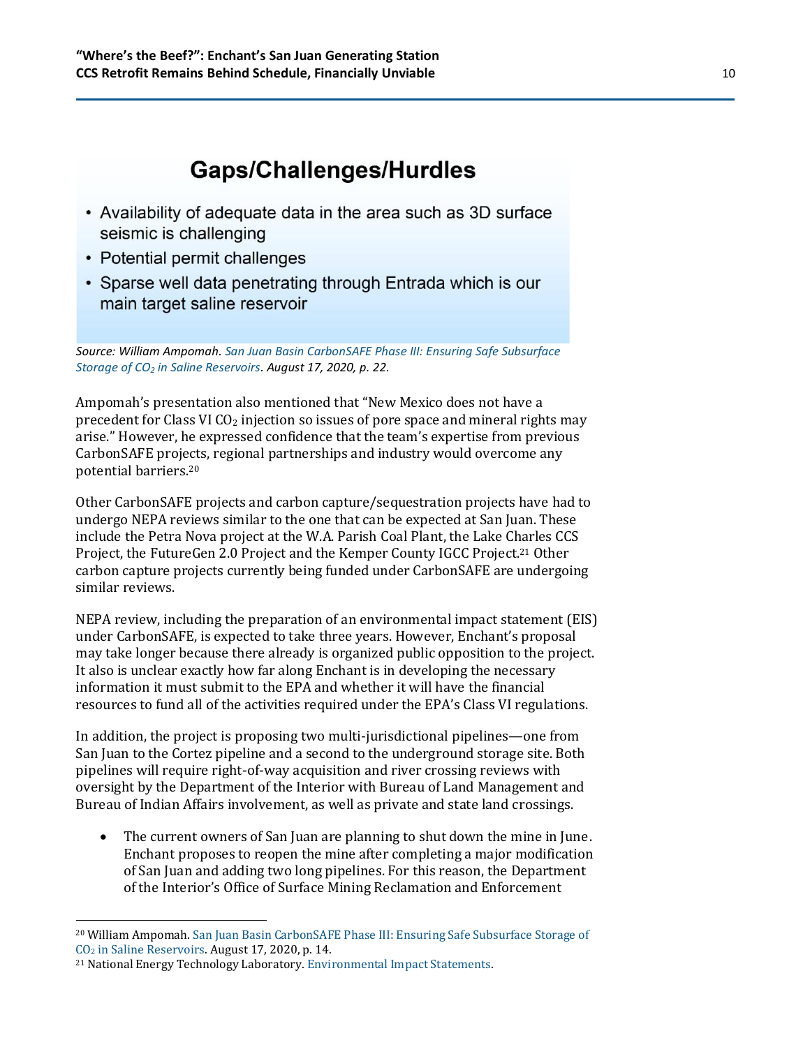## Gaps/Challenges/Hurdles

- Availability of adequate data in the area such as 3D surface seismic is challenging
- Potential permit challenges
- Sparse well data penetrating through Entrada which is our main target saline reservoir

*Source: William Ampomah. San Juan Basin CarbonSAFE Phase III: Ensuring Safe Subsurface Storage of $CO_2$ in Saline Reservoirs. August 17, 2020, p. 22.*

Ampomah's presentation also mentioned that "New Mexico does not have a precedent for Class VI $CO_2$ injection so issues of pore space and mineral rights may arise." However, he expressed confidence that the team's expertise from previous CarbonSAFE projects, regional partnerships and industry would overcome any potential barriers.[20]

Other CarbonSAFE projects and carbon capture/sequestration projects have had to undergo NEPA reviews similar to the one that can be expected at San Juan. These include the Petra Nova project at the W.A. Parish Coal Plant, the Lake Charles CCS Project, the FutureGen 2.0 Project and the Kemper County IGCC Project.[21] Other carbon capture projects currently being funded under CarbonSAFE are undergoing similar reviews.

NEPA review, including the preparation of an environmental impact statement (EIS) under CarbonSAFE, is expected to take three years. However, Enchant's proposal may take longer because there already is organized public opposition to the project. It also is unclear exactly how far along Enchant is in developing the necessary information it must submit to the EPA and whether it will have the financial resources to fund all of the activities required under the EPA's Class VI regulations.

In addition, the project is proposing two multi-jurisdictional pipelines—one from San Juan to the Cortez pipeline and a second to the underground storage site. Both pipelines will require right-of-way acquisition and river crossing reviews with oversight by the Department of the Interior with Bureau of Land Management and Bureau of Indian Affairs involvement, as well as private and state land crossings.

- The current owners of San Juan are planning to shut down the mine in June. Enchant proposes to reopen the mine after completing a major modification of San Juan and adding two long pipelines. For this reason, the Department of the Interior's Office of Surface Mining Reclamation and Enforcement

---

[20] William Ampomah. San Juan Basin CarbonSAFE Phase III: Ensuring Safe Subsurface Storage of $CO_2$ in Saline Reservoirs. August 17, 2020, p. 14.

[21] National Energy Technology Laboratory. Environmental Impact Statements.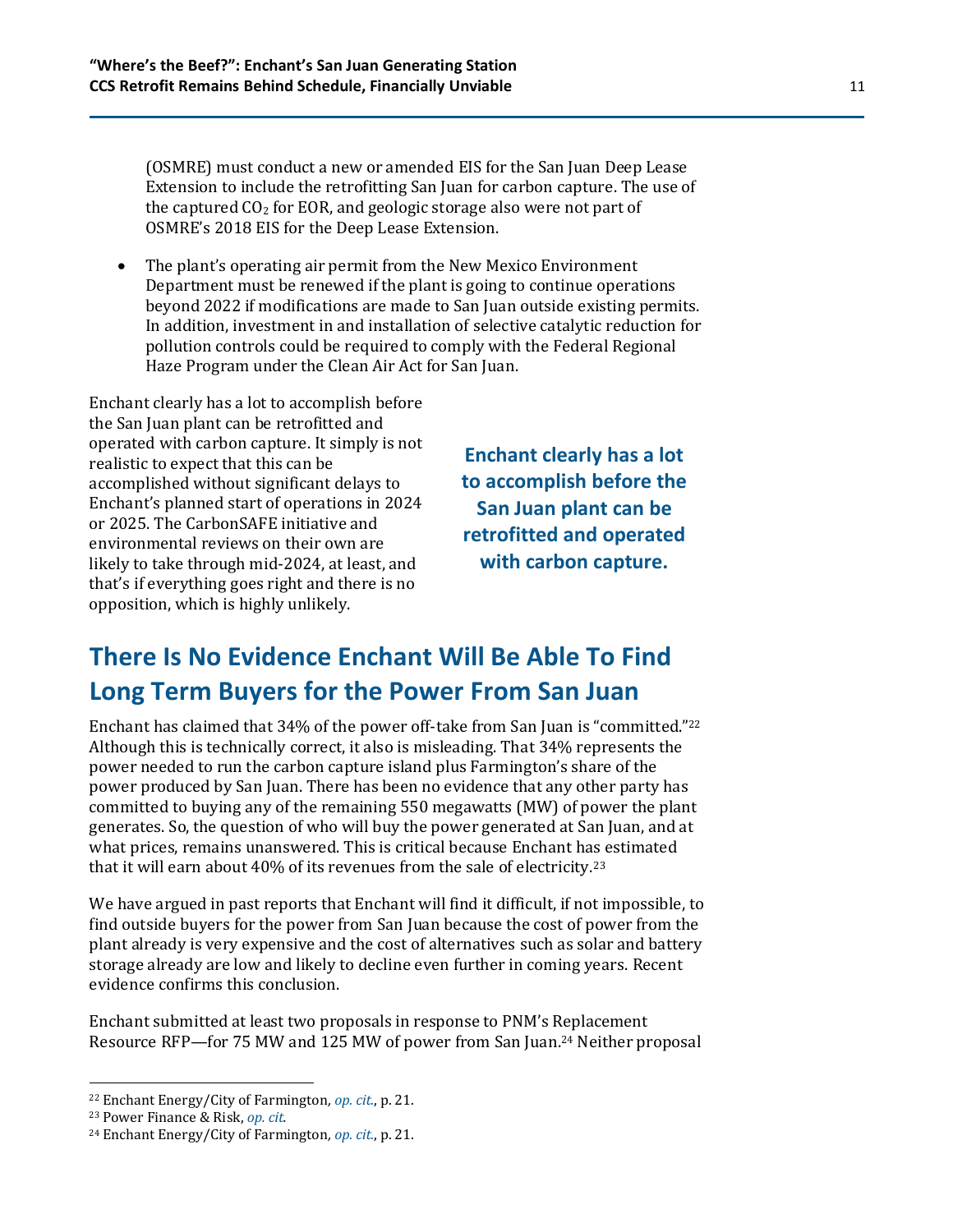(OSMRE) must conduct a new or amended EIS for the San Juan Deep Lease Extension to include the retrofitting San Juan for carbon capture. The use of the captured $CO_2$ for EOR, and geologic storage also were not part of OSMRE's 2018 EIS for the Deep Lease Extension.

- The plant's operating air permit from the New Mexico Environment Department must be renewed if the plant is going to continue operations beyond 2022 if modifications are made to San Juan outside existing permits. In addition, investment in and installation of selective catalytic reduction for pollution controls could be required to comply with the Federal Regional Haze Program under the Clean Air Act for San Juan.

Enchant clearly has a lot to accomplish before the San Juan plant can be retrofitted and operated with carbon capture. It simply is not realistic to expect that this can be accomplished without significant delays to Enchant's planned start of operations in 2024 or 2025. The CarbonSAFE initiative and environmental reviews on their own are likely to take through mid-2024, at least, and that's if everything goes right and there is no opposition, which is highly unlikely.

**Enchant clearly has a lot to accomplish before the San Juan plant can be retrofitted and operated with carbon capture.**

## There Is No Evidence Enchant Will Be Able To Find Long Term Buyers for the Power From San Juan

Enchant has claimed that 34% of the power off-take from San Juan is "committed."[22] Although this is technically correct, it also is misleading. That 34% represents the power needed to run the carbon capture island plus Farmington's share of the power produced by San Juan. There has been no evidence that any other party has committed to buying any of the remaining 550 megawatts (MW) of power the plant generates. So, the question of who will buy the power generated at San Juan, and at what prices, remains unanswered. This is critical because Enchant has estimated that it will earn about 40% of its revenues from the sale of electricity.[23]

We have argued in past reports that Enchant will find it difficult, if not impossible, to find outside buyers for the power from San Juan because the cost of power from the plant already is very expensive and the cost of alternatives such as solar and battery storage already are low and likely to decline even further in coming years. Recent evidence confirms this conclusion.

Enchant submitted at least two proposals in response to PNM's Replacement Resource RFP—for 75 MW and 125 MW of power from San Juan.[24] Neither proposal

[22] Enchant Energy/City of Farmington, *op. cit.*, p. 21.

[23] Power Finance & Risk, *op. cit.*

[24] Enchant Energy/City of Farmington, *op. cit.*, p. 21.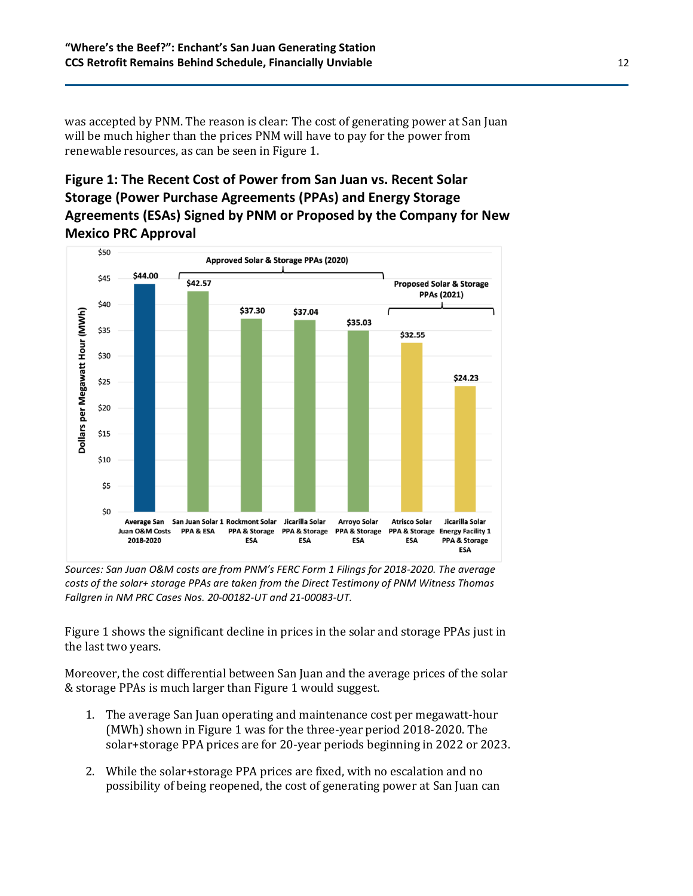was accepted by PNM. The reason is clear: The cost of generating power at San Juan will be much higher than the prices PNM will have to pay for the power from renewable resources, as can be seen in Figure 1.

### Figure 1: The Recent Cost of Power from San Juan vs. Recent Solar Storage (Power Purchase Agreements (PPAs) and Energy Storage Agreements (ESAs) Signed by PNM or Proposed by the Company for New Mexico PRC Approval

| Resource | Group | Dollars per Megawatt Hour (MWh) |
|---|---|---|
| Average San Juan O&M Costs 2018-2020 | | $44.00 |
| San Juan Solar 1 PPA & ESA | Approved Solar & Storage PPAs (2020) | $42.57 |
| Rockmont Solar PPA & Storage ESA | Approved Solar & Storage PPAs (2020) | $37.30 |
| Jicarilla Solar PPA & Storage ESA | Approved Solar & Storage PPAs (2020) | $37.04 |
| Arroyo Solar PPA & Storage ESA | Approved Solar & Storage PPAs (2020) | $35.03 |
| Atrisco Solar PPA & Storage ESA | Proposed Solar & Storage PPAs (2021) | $32.55 |
| Jicarilla Solar Energy Facility 1 PPA & Storage ESA | Proposed Solar & Storage PPAs (2021) | $24.23 |

*Sources: San Juan O&M costs are from PNM's FERC Form 1 Filings for 2018-2020. The average costs of the solar+ storage PPAs are taken from the Direct Testimony of PNM Witness Thomas Fallgren in NM PRC Cases Nos. 20-00182-UT and 21-00083-UT.*

Figure 1 shows the significant decline in prices in the solar and storage PPAs just in the last two years.

Moreover, the cost differential between San Juan and the average prices of the solar & storage PPAs is much larger than Figure 1 would suggest.

1. The average San Juan operating and maintenance cost per megawatt-hour (MWh) shown in Figure 1 was for the three-year period 2018-2020. The solar+storage PPA prices are for 20-year periods beginning in 2022 or 2023.

2. While the solar+storage PPA prices are fixed, with no escalation and no possibility of being reopened, the cost of generating power at San Juan can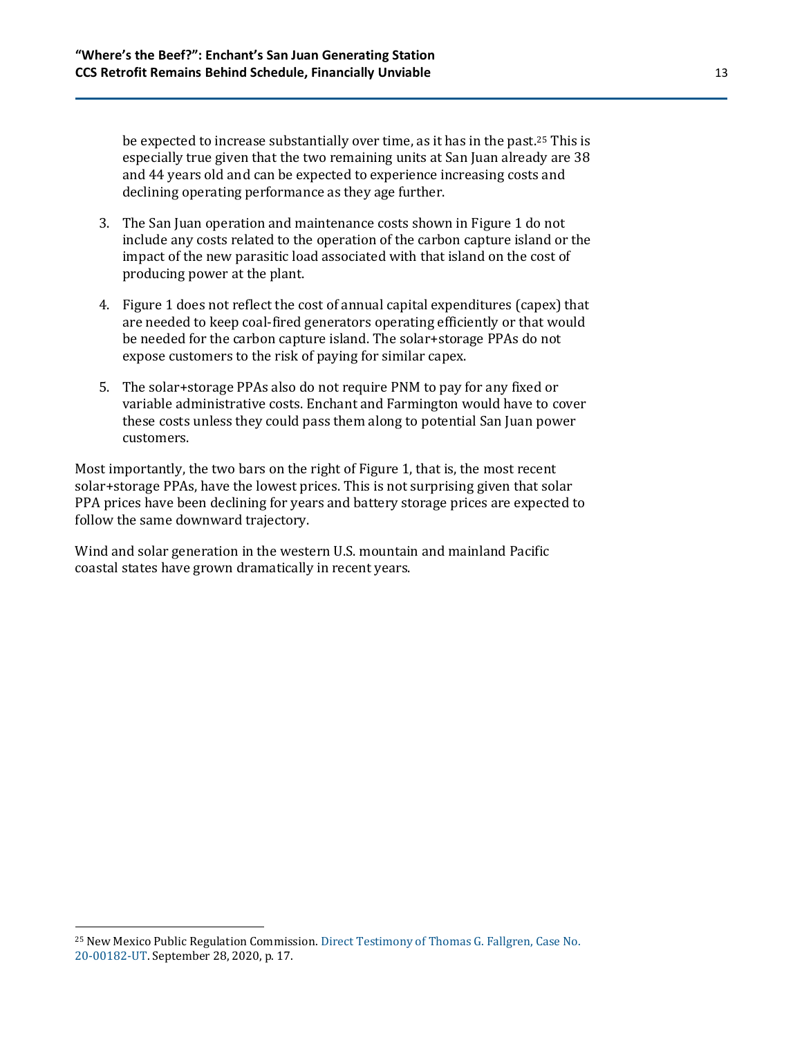be expected to increase substantially over time, as it has in the past.[25] This is especially true given that the two remaining units at San Juan already are 38 and 44 years old and can be expected to experience increasing costs and declining operating performance as they age further.

3. The San Juan operation and maintenance costs shown in Figure 1 do not include any costs related to the operation of the carbon capture island or the impact of the new parasitic load associated with that island on the cost of producing power at the plant.

4. Figure 1 does not reflect the cost of annual capital expenditures (capex) that are needed to keep coal-fired generators operating efficiently or that would be needed for the carbon capture island. The solar+storage PPAs do not expose customers to the risk of paying for similar capex.

5. The solar+storage PPAs also do not require PNM to pay for any fixed or variable administrative costs. Enchant and Farmington would have to cover these costs unless they could pass them along to potential San Juan power customers.

Most importantly, the two bars on the right of Figure 1, that is, the most recent solar+storage PPAs, have the lowest prices. This is not surprising given that solar PPA prices have been declining for years and battery storage prices are expected to follow the same downward trajectory.

Wind and solar generation in the western U.S. mountain and mainland Pacific coastal states have grown dramatically in recent years.

---

[25] New Mexico Public Regulation Commission. Direct Testimony of Thomas G. Fallgren, Case No. 20-00182-UT. September 28, 2020, p. 17.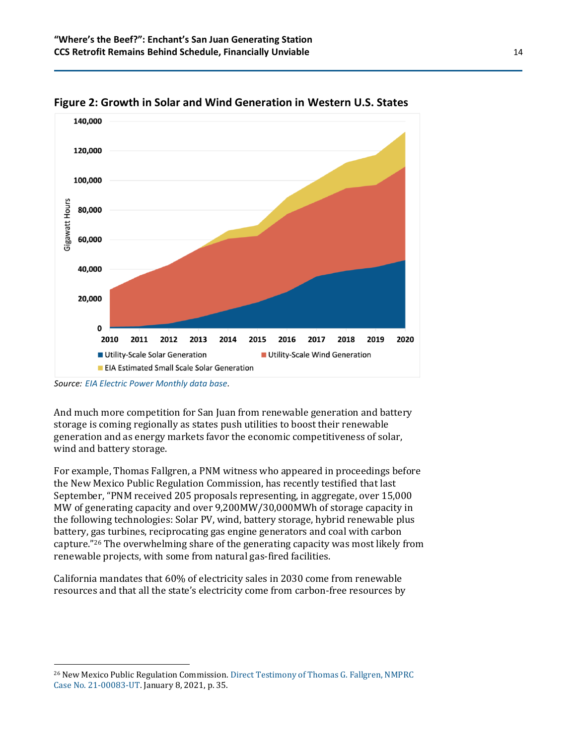**Figure 2: Growth in Solar and Wind Generation in Western U.S. States**

Source: *EIA Electric Power Monthly data base*.

And much more competition for San Juan from renewable generation and battery storage is coming regionally as states push utilities to boost their renewable generation and as energy markets favor the economic competitiveness of solar, wind and battery storage.

For example, Thomas Fallgren, a PNM witness who appeared in proceedings before the New Mexico Public Regulation Commission, has recently testified that last September, "PNM received 205 proposals representing, in aggregate, over 15,000 MW of generating capacity and over 9,200MW/30,000MWh of storage capacity in the following technologies: Solar PV, wind, battery storage, hybrid renewable plus battery, gas turbines, reciprocating gas engine generators and coal with carbon capture."[26] The overwhelming share of the generating capacity was most likely from renewable projects, with some from natural gas-fired facilities.

California mandates that 60% of electricity sales in 2030 come from renewable resources and that all the state's electricity come from carbon-free resources by

---

[26] New Mexico Public Regulation Commission. Direct Testimony of Thomas G. Fallgren, NMPRC Case No. 21-00083-UT. January 8, 2021, p. 35.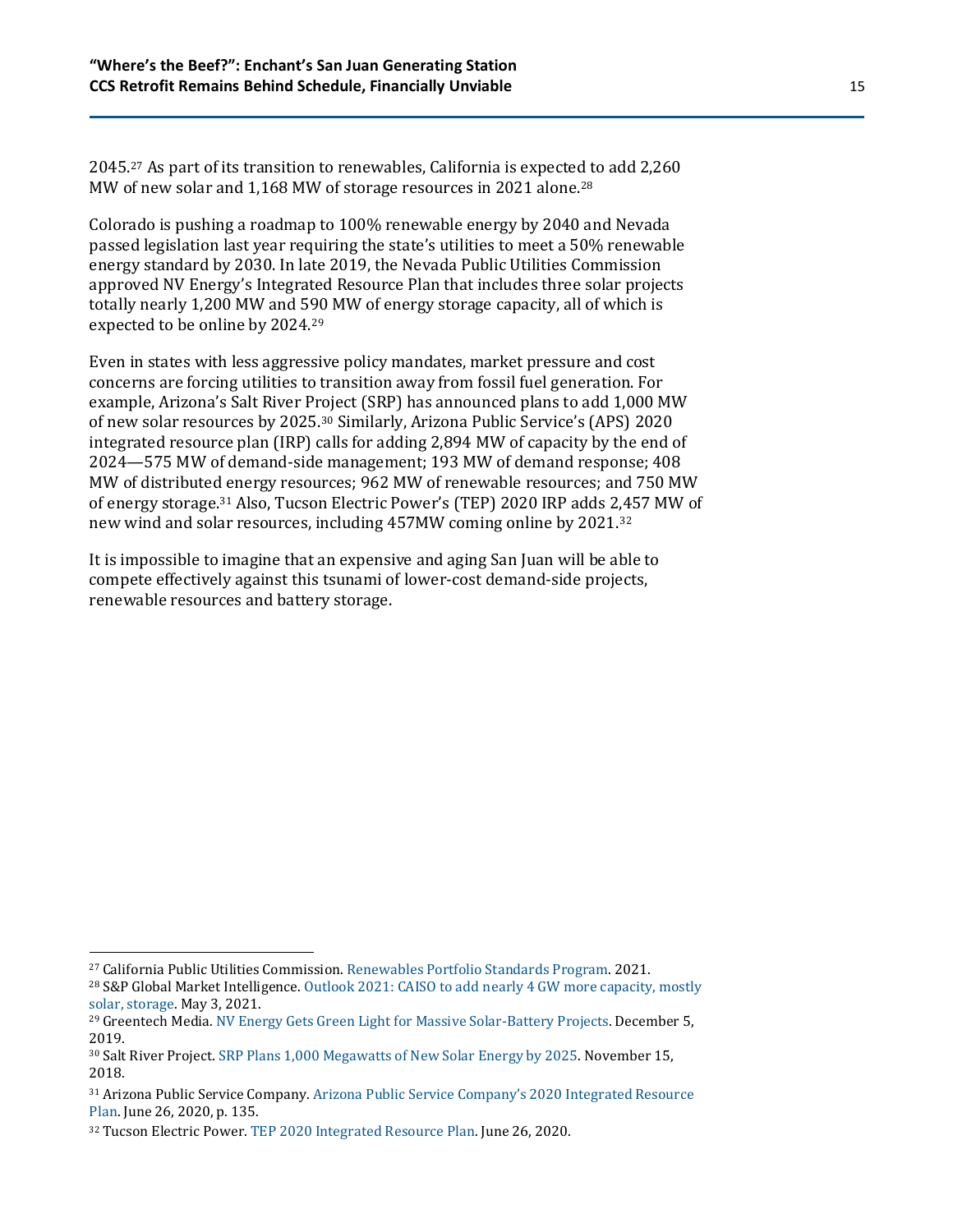2045.[27] As part of its transition to renewables, California is expected to add 2,260 MW of new solar and 1,168 MW of storage resources in 2021 alone.[28]

Colorado is pushing a roadmap to 100% renewable energy by 2040 and Nevada passed legislation last year requiring the state's utilities to meet a 50% renewable energy standard by 2030. In late 2019, the Nevada Public Utilities Commission approved NV Energy's Integrated Resource Plan that includes three solar projects totally nearly 1,200 MW and 590 MW of energy storage capacity, all of which is expected to be online by 2024.[29]

Even in states with less aggressive policy mandates, market pressure and cost concerns are forcing utilities to transition away from fossil fuel generation. For example, Arizona's Salt River Project (SRP) has announced plans to add 1,000 MW of new solar resources by 2025.[30] Similarly, Arizona Public Service's (APS) 2020 integrated resource plan (IRP) calls for adding 2,894 MW of capacity by the end of 2024—575 MW of demand-side management; 193 MW of demand response; 408 MW of distributed energy resources; 962 MW of renewable resources; and 750 MW of energy storage.[31] Also, Tucson Electric Power's (TEP) 2020 IRP adds 2,457 MW of new wind and solar resources, including 457MW coming online by 2021.[32]

It is impossible to imagine that an expensive and aging San Juan will be able to compete effectively against this tsunami of lower-cost demand-side projects, renewable resources and battery storage.

---

[27] California Public Utilities Commission. Renewables Portfolio Standards Program. 2021.

[28] S&P Global Market Intelligence. Outlook 2021: CAISO to add nearly 4 GW more capacity, mostly solar, storage. May 3, 2021.

[29] Greentech Media. NV Energy Gets Green Light for Massive Solar-Battery Projects. December 5, 2019.

[30] Salt River Project. SRP Plans 1,000 Megawatts of New Solar Energy by 2025. November 15, 2018.

[31] Arizona Public Service Company. Arizona Public Service Company's 2020 Integrated Resource Plan. June 26, 2020, p. 135.

[32] Tucson Electric Power. TEP 2020 Integrated Resource Plan. June 26, 2020.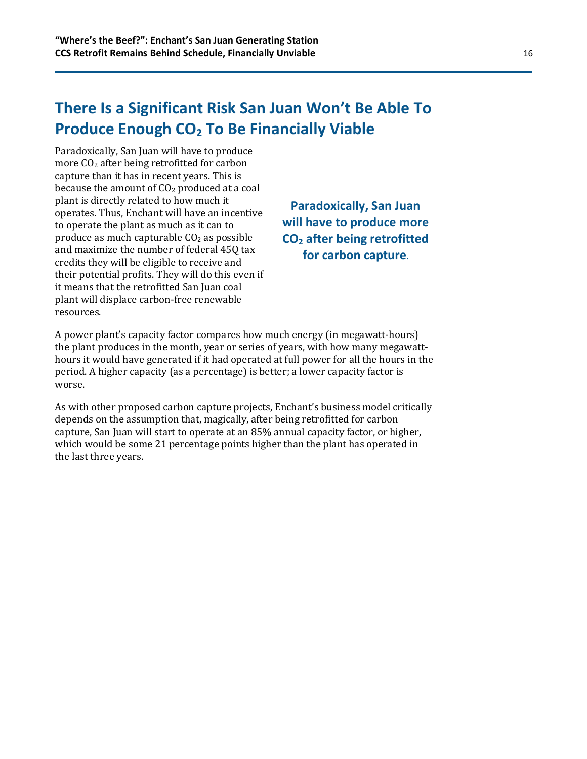## There Is a Significant Risk San Juan Won't Be Able To Produce Enough $CO_2$ To Be Financially Viable

Paradoxically, San Juan will have to produce more $CO_2$ after being retrofitted for carbon capture than it has in recent years. This is because the amount of $CO_2$ produced at a coal plant is directly related to how much it operates. Thus, Enchant will have an incentive to operate the plant as much as it can to produce as much capturable $CO_2$ as possible and maximize the number of federal 45Q tax credits they will be eligible to receive and their potential profits. They will do this even if it means that the retrofitted San Juan coal plant will displace carbon-free renewable resources.

**Paradoxically, San Juan will have to produce more $CO_2$ after being retrofitted for carbon capture.**

A power plant's capacity factor compares how much energy (in megawatt-hours) the plant produces in the month, year or series of years, with how many megawatt-hours it would have generated if it had operated at full power for all the hours in the period. A higher capacity (as a percentage) is better; a lower capacity factor is worse.

As with other proposed carbon capture projects, Enchant's business model critically depends on the assumption that, magically, after being retrofitted for carbon capture, San Juan will start to operate at an 85% annual capacity factor, or higher, which would be some 21 percentage points higher than the plant has operated in the last three years.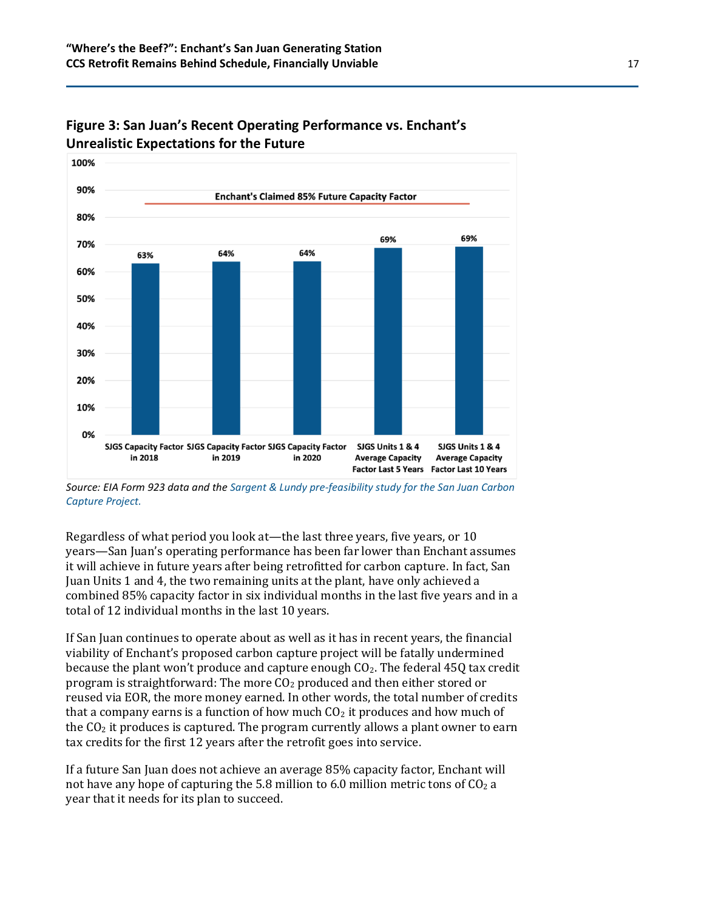## Figure 3: San Juan's Recent Operating Performance vs. Enchant's Unrealistic Expectations for the Future

| | Capacity Factor |
|---|---|
| SJGS Capacity Factor in 2018 | 63% |
| SJGS Capacity Factor in 2019 | 64% |
| SJGS Capacity Factor in 2020 | 64% |
| SJGS Units 1 & 4 Average Capacity Factor Last 5 Years | 69% |
| SJGS Units 1 & 4 Average Capacity Factor Last 10 Years | 69% |

Enchant's Claimed 85% Future Capacity Factor

*Source: EIA Form 923 data and the Sargent & Lundy pre-feasibility study for the San Juan Carbon Capture Project.*

Regardless of what period you look at—the last three years, five years, or 10 years—San Juan's operating performance has been far lower than Enchant assumes it will achieve in future years after being retrofitted for carbon capture. In fact, San Juan Units 1 and 4, the two remaining units at the plant, have only achieved a combined 85% capacity factor in six individual months in the last five years and in a total of 12 individual months in the last 10 years.

If San Juan continues to operate about as well as it has in recent years, the financial viability of Enchant's proposed carbon capture project will be fatally undermined because the plant won't produce and capture enough $CO_2$. The federal 45Q tax credit program is straightforward: The more $CO_2$ produced and then either stored or reused via EOR, the more money earned. In other words, the total number of credits that a company earns is a function of how much $CO_2$ it produces and how much of the $CO_2$ it produces is captured. The program currently allows a plant owner to earn tax credits for the first 12 years after the retrofit goes into service.

If a future San Juan does not achieve an average 85% capacity factor, Enchant will not have any hope of capturing the 5.8 million to 6.0 million metric tons of $CO_2$ a year that it needs for its plan to succeed.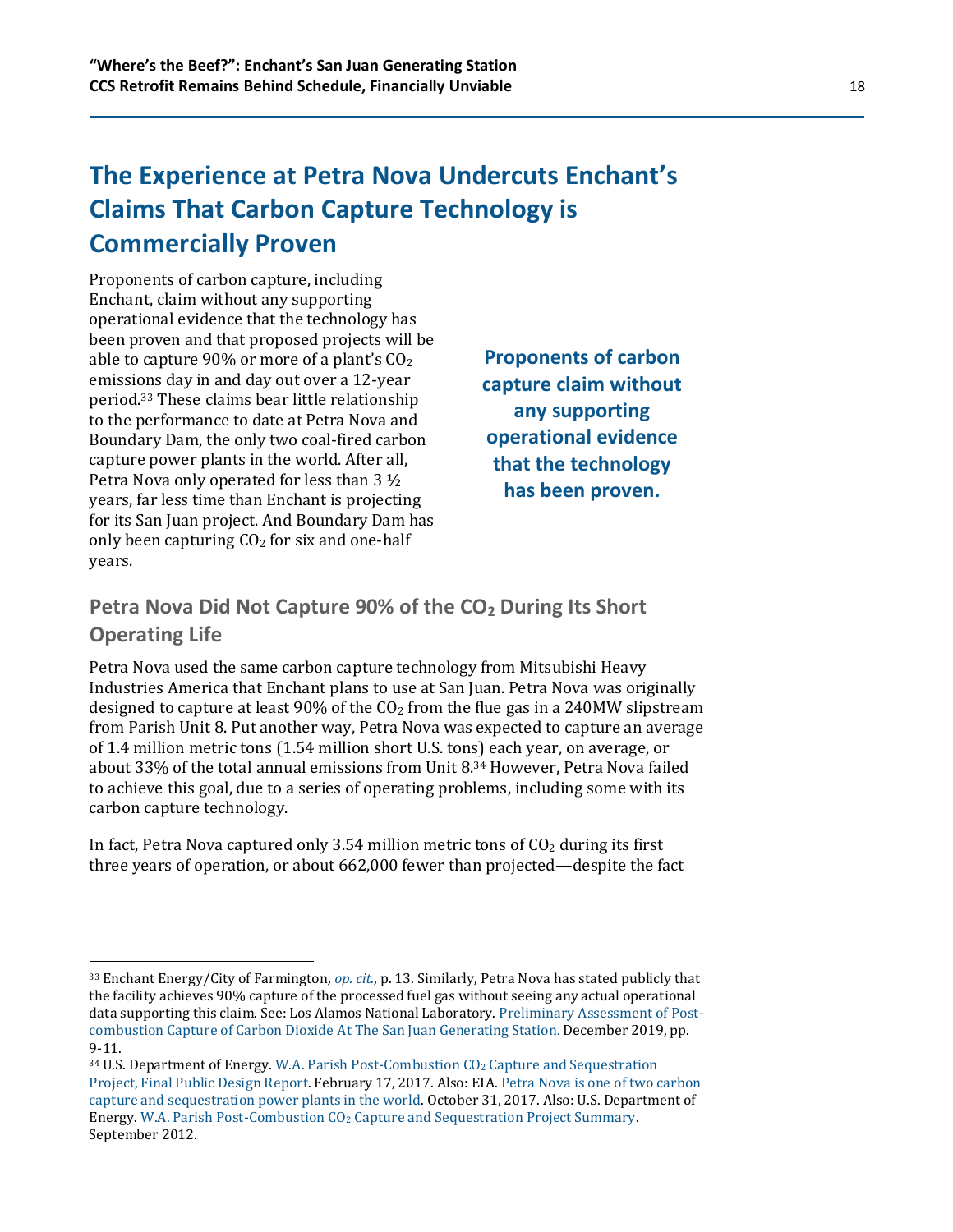## The Experience at Petra Nova Undercuts Enchant's Claims That Carbon Capture Technology is Commercially Proven

Proponents of carbon capture, including Enchant, claim without any supporting operational evidence that the technology has been proven and that proposed projects will be able to capture 90% or more of a plant's $CO_2$ emissions day in and day out over a 12-year period.[33] These claims bear little relationship to the performance to date at Petra Nova and Boundary Dam, the only two coal-fired carbon capture power plants in the world. After all, Petra Nova only operated for less than 3 ½ years, far less time than Enchant is projecting for its San Juan project. And Boundary Dam has only been capturing $CO_2$ for six and one-half years.

**Proponents of carbon capture claim without any supporting operational evidence that the technology has been proven.**

### Petra Nova Did Not Capture 90% of the $CO_2$ During Its Short Operating Life

Petra Nova used the same carbon capture technology from Mitsubishi Heavy Industries America that Enchant plans to use at San Juan. Petra Nova was originally designed to capture at least 90% of the $CO_2$ from the flue gas in a 240MW slipstream from Parish Unit 8. Put another way, Petra Nova was expected to capture an average of 1.4 million metric tons (1.54 million short U.S. tons) each year, on average, or about 33% of the total annual emissions from Unit 8.[34] However, Petra Nova failed to achieve this goal, due to a series of operating problems, including some with its carbon capture technology.

In fact, Petra Nova captured only 3.54 million metric tons of $CO_2$ during its first three years of operation, or about 662,000 fewer than projected—despite the fact

---

[33] Enchant Energy/City of Farmington*, op. cit.*, p. 13. Similarly, Petra Nova has stated publicly that the facility achieves 90% capture of the processed fuel gas without seeing any actual operational data supporting this claim. See: Los Alamos National Laboratory. Preliminary Assessment of Post-combustion Capture of Carbon Dioxide At The San Juan Generating Station. December 2019, pp. 9-11.

[34] U.S. Department of Energy. W.A. Parish Post-Combustion $CO_2$ Capture and Sequestration Project, Final Public Design Report. February 17, 2017. Also: EIA. Petra Nova is one of two carbon capture and sequestration power plants in the world. October 31, 2017. Also: U.S. Department of Energy. W.A. Parish Post-Combustion $CO_2$ Capture and Sequestration Project Summary. September 2012.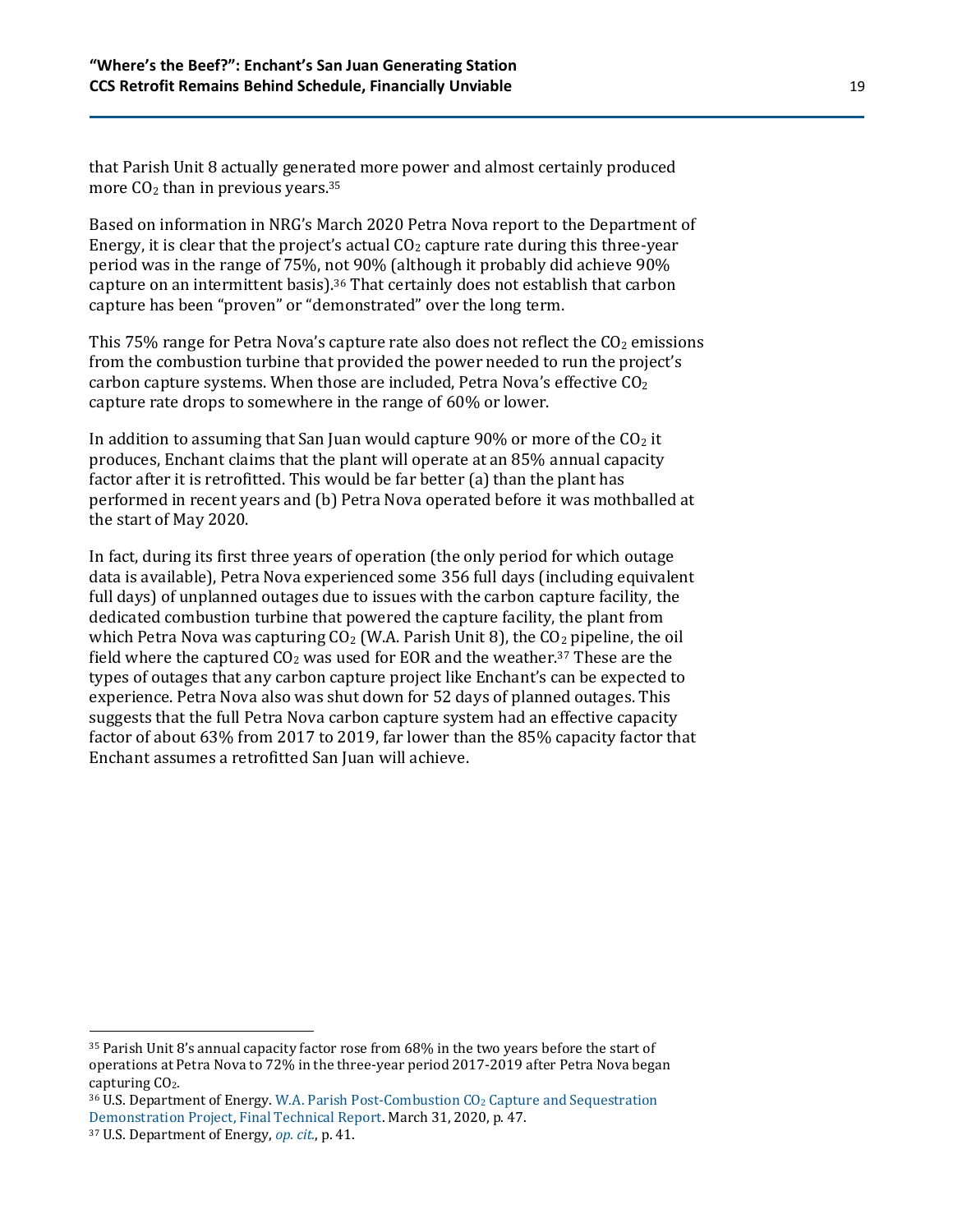that Parish Unit 8 actually generated more power and almost certainly produced more $CO_2$ than in previous years.[35]

Based on information in NRG's March 2020 Petra Nova report to the Department of Energy, it is clear that the project's actual $CO_2$ capture rate during this three-year period was in the range of 75%, not 90% (although it probably did achieve 90% capture on an intermittent basis).[36] That certainly does not establish that carbon capture has been "proven" or "demonstrated" over the long term.

This 75% range for Petra Nova's capture rate also does not reflect the $CO_2$ emissions from the combustion turbine that provided the power needed to run the project's carbon capture systems. When those are included, Petra Nova's effective $CO_2$ capture rate drops to somewhere in the range of 60% or lower.

In addition to assuming that San Juan would capture 90% or more of the $CO_2$ it produces, Enchant claims that the plant will operate at an 85% annual capacity factor after it is retrofitted. This would be far better (a) than the plant has performed in recent years and (b) Petra Nova operated before it was mothballed at the start of May 2020.

In fact, during its first three years of operation (the only period for which outage data is available), Petra Nova experienced some 356 full days (including equivalent full days) of unplanned outages due to issues with the carbon capture facility, the dedicated combustion turbine that powered the capture facility, the plant from which Petra Nova was capturing $CO_2$ (W.A. Parish Unit 8), the $CO_2$ pipeline, the oil field where the captured $CO_2$ was used for EOR and the weather.[37] These are the types of outages that any carbon capture project like Enchant's can be expected to experience. Petra Nova also was shut down for 52 days of planned outages. This suggests that the full Petra Nova carbon capture system had an effective capacity factor of about 63% from 2017 to 2019, far lower than the 85% capacity factor that Enchant assumes a retrofitted San Juan will achieve.

---

[35] Parish Unit 8's annual capacity factor rose from 68% in the two years before the start of operations at Petra Nova to 72% in the three-year period 2017-2019 after Petra Nova began capturing $CO_2$.

[36] U.S. Department of Energy. W.A. Parish Post-Combustion $CO_2$ Capture and Sequestration Demonstration Project, Final Technical Report. March 31, 2020, p. 47.

[37] U.S. Department of Energy, *op. cit.*, p. 41.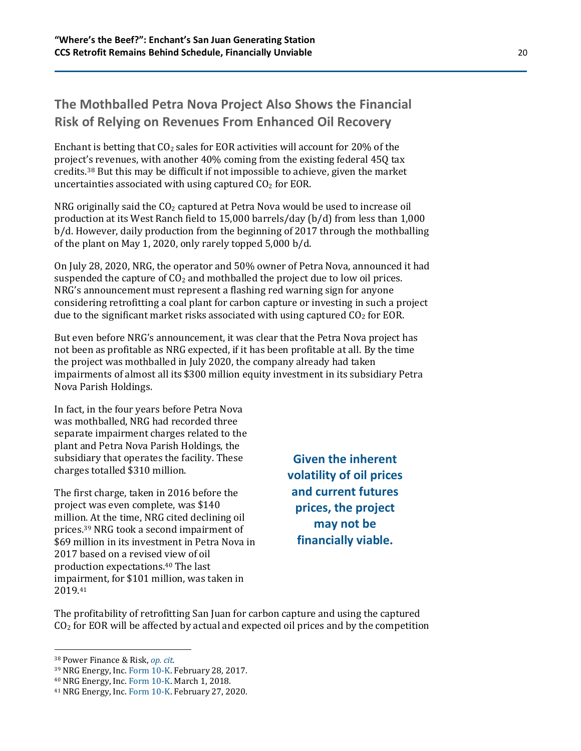## The Mothballed Petra Nova Project Also Shows the Financial Risk of Relying on Revenues From Enhanced Oil Recovery

Enchant is betting that $CO_2$ sales for EOR activities will account for 20% of the project's revenues, with another 40% coming from the existing federal 45Q tax credits.[38] But this may be difficult if not impossible to achieve, given the market uncertainties associated with using captured $CO_2$ for EOR.

NRG originally said the $CO_2$ captured at Petra Nova would be used to increase oil production at its West Ranch field to 15,000 barrels/day (b/d) from less than 1,000 b/d. However, daily production from the beginning of 2017 through the mothballing of the plant on May 1, 2020, only rarely topped 5,000 b/d.

On July 28, 2020, NRG, the operator and 50% owner of Petra Nova, announced it had suspended the capture of $CO_2$ and mothballed the project due to low oil prices. NRG's announcement must represent a flashing red warning sign for anyone considering retrofitting a coal plant for carbon capture or investing in such a project due to the significant market risks associated with using captured $CO_2$ for EOR.

But even before NRG's announcement, it was clear that the Petra Nova project has not been as profitable as NRG expected, if it has been profitable at all. By the time the project was mothballed in July 2020, the company already had taken impairments of almost all its $300 million equity investment in its subsidiary Petra Nova Parish Holdings.

In fact, in the four years before Petra Nova was mothballed, NRG had recorded three separate impairment charges related to the plant and Petra Nova Parish Holdings, the subsidiary that operates the facility. These charges totalled $310 million.

The first charge, taken in 2016 before the project was even complete, was $140 million. At the time, NRG cited declining oil prices.[39] NRG took a second impairment of $69 million in its investment in Petra Nova in 2017 based on a revised view of oil production expectations.[40] The last impairment, for $101 million, was taken in 2019.[41]

**Given the inherent volatility of oil prices and current futures prices, the project may not be financially viable.**

The profitability of retrofitting San Juan for carbon capture and using the captured $CO_2$ for EOR will be affected by actual and expected oil prices and by the competition

---

[38] Power Finance & Risk, *op. cit.*

[39] NRG Energy, Inc. Form 10-K. February 28, 2017.

[40] NRG Energy, Inc. Form 10-K. March 1, 2018.

[41] NRG Energy, Inc. Form 10-K. February 27, 2020.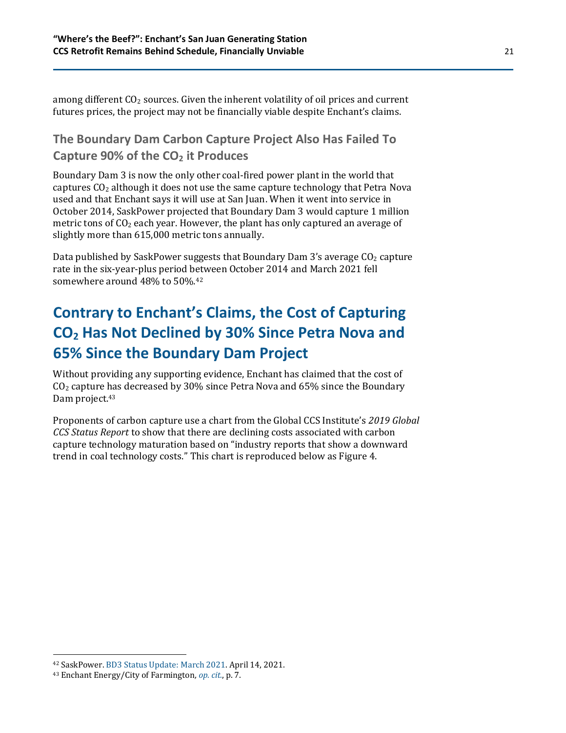among different $CO_2$ sources. Given the inherent volatility of oil prices and current futures prices, the project may not be financially viable despite Enchant's claims.

### The Boundary Dam Carbon Capture Project Also Has Failed To Capture 90% of the $CO_2$ it Produces

Boundary Dam 3 is now the only other coal-fired power plant in the world that captures $CO_2$ although it does not use the same capture technology that Petra Nova used and that Enchant says it will use at San Juan. When it went into service in October 2014, SaskPower projected that Boundary Dam 3 would capture 1 million metric tons of $CO_2$ each year. However, the plant has only captured an average of slightly more than 615,000 metric tons annually.

Data published by SaskPower suggests that Boundary Dam 3's average $CO_2$ capture rate in the six-year-plus period between October 2014 and March 2021 fell somewhere around 48% to 50%.[42]

## Contrary to Enchant's Claims, the Cost of Capturing $CO_2$ Has Not Declined by 30% Since Petra Nova and 65% Since the Boundary Dam Project

Without providing any supporting evidence, Enchant has claimed that the cost of $CO_2$ capture has decreased by 30% since Petra Nova and 65% since the Boundary Dam project.[43]

Proponents of carbon capture use a chart from the Global CCS Institute's *2019 Global CCS Status Report* to show that there are declining costs associated with carbon capture technology maturation based on "industry reports that show a downward trend in coal technology costs." This chart is reproduced below as Figure 4.

---

[42] SaskPower. BD3 Status Update: March 2021. April 14, 2021.

[43] Enchant Energy/City of Farmington, *op. cit.*, p. 7.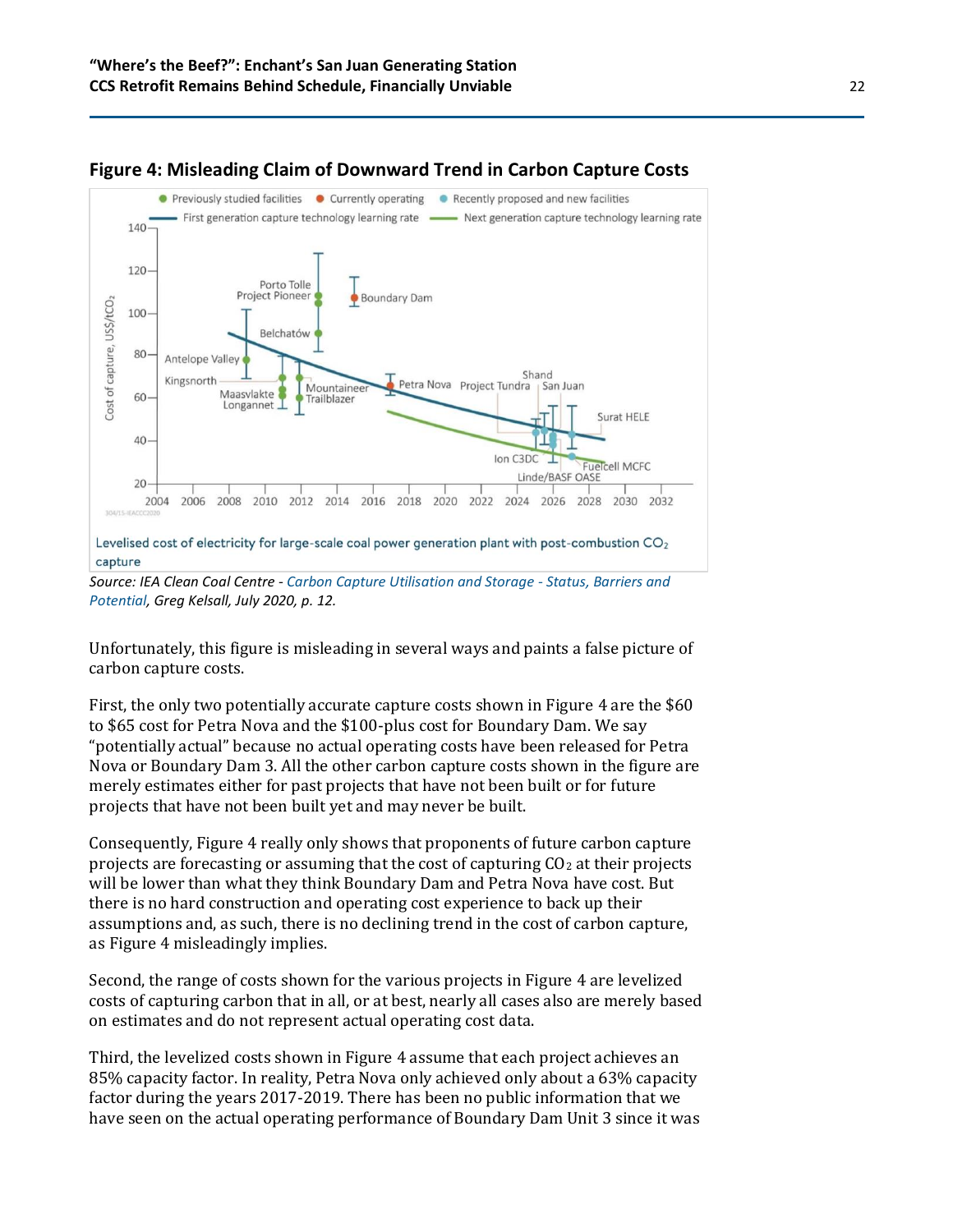## Figure 4: Misleading Claim of Downward Trend in Carbon Capture Costs

Levelised cost of electricity for large-scale coal power generation plant with post-combustion $CO_2$ capture

*Source: IEA Clean Coal Centre - Carbon Capture Utilisation and Storage - Status, Barriers and Potential, Greg Kelsall, July 2020, p. 12.*

Unfortunately, this figure is misleading in several ways and paints a false picture of carbon capture costs.

First, the only two potentially accurate capture costs shown in Figure 4 are the \$60 to \$65 cost for Petra Nova and the \$100-plus cost for Boundary Dam. We say "potentially actual" because no actual operating costs have been released for Petra Nova or Boundary Dam 3. All the other carbon capture costs shown in the figure are merely estimates either for past projects that have not been built or for future projects that have not been built yet and may never be built.

Consequently, Figure 4 really only shows that proponents of future carbon capture projects are forecasting or assuming that the cost of capturing $CO_2$ at their projects will be lower than what they think Boundary Dam and Petra Nova have cost. But there is no hard construction and operating cost experience to back up their assumptions and, as such, there is no declining trend in the cost of carbon capture, as Figure 4 misleadingly implies.

Second, the range of costs shown for the various projects in Figure 4 are levelized costs of capturing carbon that in all, or at best, nearly all cases also are merely based on estimates and do not represent actual operating cost data.

Third, the levelized costs shown in Figure 4 assume that each project achieves an 85% capacity factor. In reality, Petra Nova only achieved only about a 63% capacity factor during the years 2017-2019. There has been no public information that we have seen on the actual operating performance of Boundary Dam Unit 3 since it was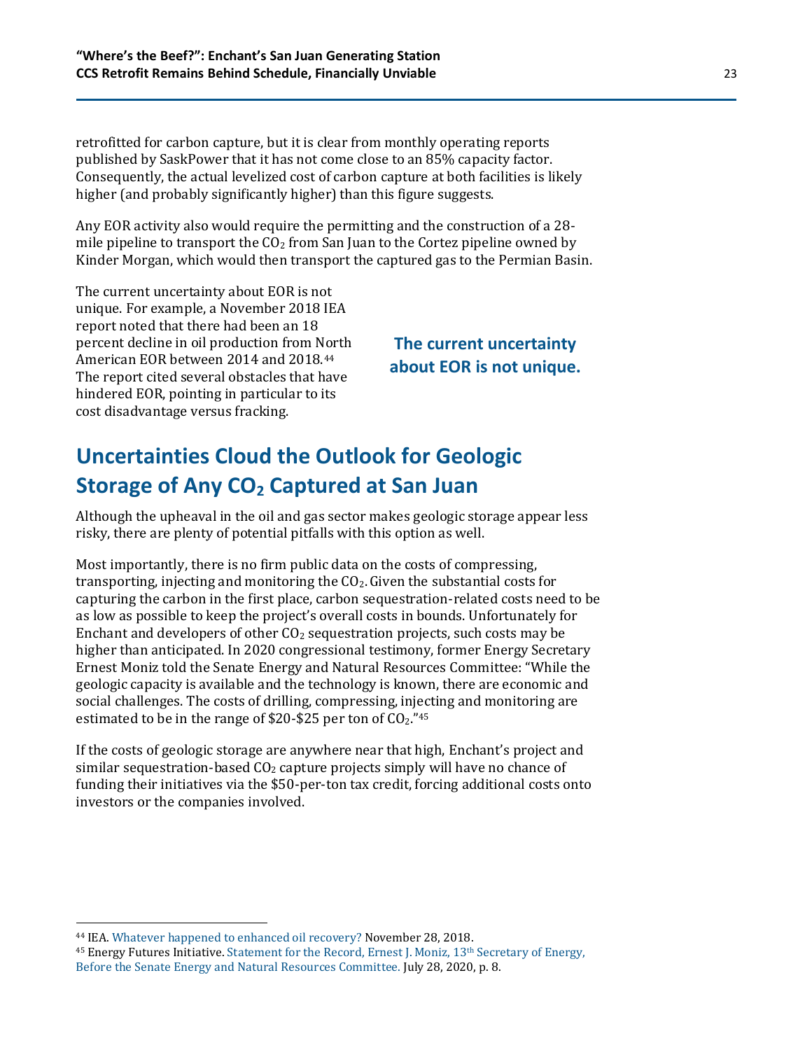retrofitted for carbon capture, but it is clear from monthly operating reports published by SaskPower that it has not come close to an 85% capacity factor. Consequently, the actual levelized cost of carbon capture at both facilities is likely higher (and probably significantly higher) than this figure suggests.

Any EOR activity also would require the permitting and the construction of a 28-mile pipeline to transport the $CO_2$ from San Juan to the Cortez pipeline owned by Kinder Morgan, which would then transport the captured gas to the Permian Basin.

The current uncertainty about EOR is not unique. For example, a November 2018 IEA report noted that there had been an 18 percent decline in oil production from North American EOR between 2014 and 2018.[44] The report cited several obstacles that have hindered EOR, pointing in particular to its cost disadvantage versus fracking.

**The current uncertainty about EOR is not unique.**

## Uncertainties Cloud the Outlook for Geologic Storage of Any $CO_2$ Captured at San Juan

Although the upheaval in the oil and gas sector makes geologic storage appear less risky, there are plenty of potential pitfalls with this option as well.

Most importantly, there is no firm public data on the costs of compressing, transporting, injecting and monitoring the $CO_2$. Given the substantial costs for capturing the carbon in the first place, carbon sequestration-related costs need to be as low as possible to keep the project's overall costs in bounds. Unfortunately for Enchant and developers of other $CO_2$ sequestration projects, such costs may be higher than anticipated. In 2020 congressional testimony, former Energy Secretary Ernest Moniz told the Senate Energy and Natural Resources Committee: "While the geologic capacity is available and the technology is known, there are economic and social challenges. The costs of drilling, compressing, injecting and monitoring are estimated to be in the range of $20-$25 per ton of $CO_2$."[45]

If the costs of geologic storage are anywhere near that high, Enchant's project and similar sequestration-based $CO_2$ capture projects simply will have no chance of funding their initiatives via the $50-per-ton tax credit, forcing additional costs onto investors or the companies involved.

---

[44] IEA. Whatever happened to enhanced oil recovery? November 28, 2018.

[45] Energy Futures Initiative. Statement for the Record, Ernest J. Moniz, 13th Secretary of Energy, Before the Senate Energy and Natural Resources Committee. July 28, 2020, p. 8.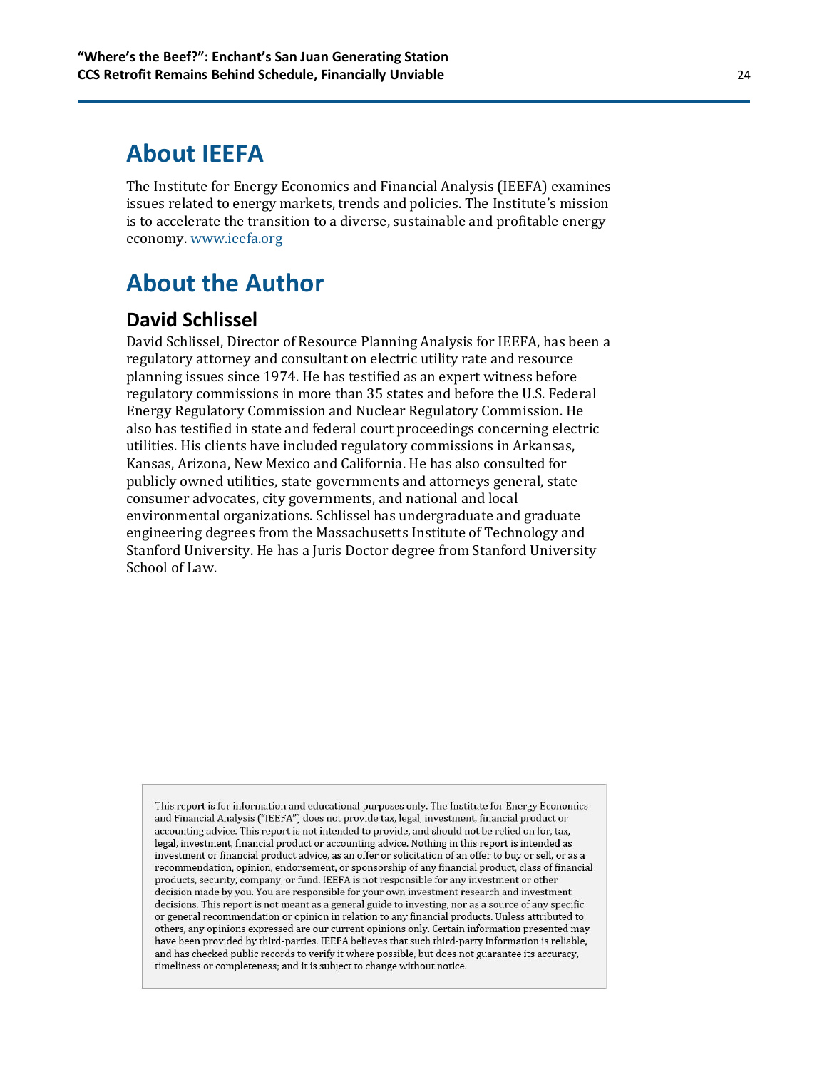# About IEEFA

The Institute for Energy Economics and Financial Analysis (IEEFA) examines issues related to energy markets, trends and policies. The Institute's mission is to accelerate the transition to a diverse, sustainable and profitable energy economy. www.ieefa.org

# About the Author

## David Schlissel

David Schlissel, Director of Resource Planning Analysis for IEEFA, has been a regulatory attorney and consultant on electric utility rate and resource planning issues since 1974. He has testified as an expert witness before regulatory commissions in more than 35 states and before the U.S. Federal Energy Regulatory Commission and Nuclear Regulatory Commission. He also has testified in state and federal court proceedings concerning electric utilities. His clients have included regulatory commissions in Arkansas, Kansas, Arizona, New Mexico and California. He has also consulted for publicly owned utilities, state governments and attorneys general, state consumer advocates, city governments, and national and local environmental organizations. Schlissel has undergraduate and graduate engineering degrees from the Massachusetts Institute of Technology and Stanford University. He has a Juris Doctor degree from Stanford University School of Law.

This report is for information and educational purposes only. The Institute for Energy Economics and Financial Analysis ("IEEFA") does not provide tax, legal, investment, financial product or accounting advice. This report is not intended to provide, and should not be relied on for, tax, legal, investment, financial product or accounting advice. Nothing in this report is intended as investment or financial product advice, as an offer or solicitation of an offer to buy or sell, or as a recommendation, opinion, endorsement, or sponsorship of any financial product, class of financial products, security, company, or fund. IEEFA is not responsible for any investment or other decision made by you. You are responsible for your own investment research and investment decisions. This report is not meant as a general guide to investing, nor as a source of any specific or general recommendation or opinion in relation to any financial products. Unless attributed to others, any opinions expressed are our current opinions only. Certain information presented may have been provided by third-parties. IEEFA believes that such third-party information is reliable, and has checked public records to verify it where possible, but does not guarantee its accuracy, timeliness or completeness; and it is subject to change without notice.